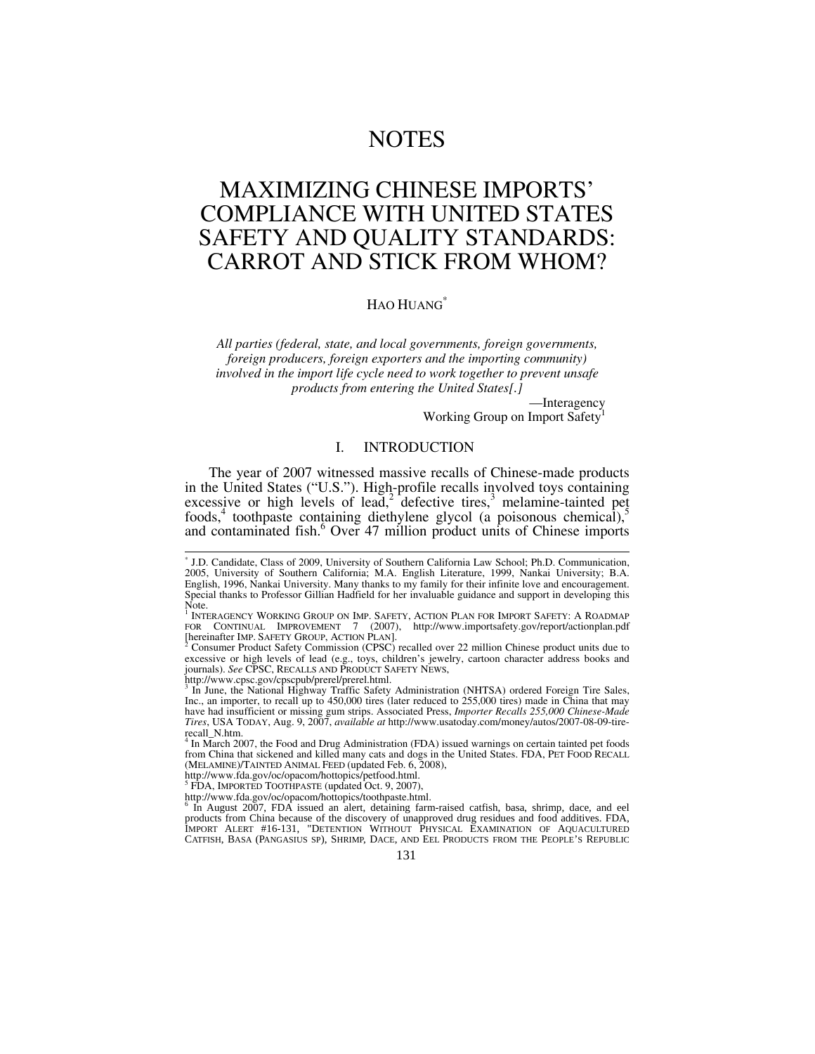# NOTES

# MAXIMIZING CHINESE IMPORTS' COMPLIANCE WITH UNITED STATES SAFETY AND QUALITY STANDARDS: CARROT AND STICK FROM WHOM?

HAO HUANG[*]

*All parties (federal, state, and local governments, foreign governments, foreign producers, foreign exporters and the importing community) involved in the import life cycle need to work together to prevent unsafe products from entering the United States[.]*

—Interagency Working Group on Import Safety[1]

## I. INTRODUCTION

The year of 2007 witnessed massive recalls of Chinese-made products in the United States ("U.S."). High-profile recalls involved toys containing excessive or high levels of lead,[2] defective tires,[3] melamine-tainted pet foods,[4] toothpaste containing diethylene glycol (a poisonous chemical),[5] and contaminated fish.[6] Over 47 million product units of Chinese imports

---

[*] J.D. Candidate, Class of 2009, University of Southern California Law School; Ph.D. Communication, 2005, University of Southern California; M.A. English Literature, 1999, Nankai University; B.A. English, 1996, Nankai University. Many thanks to my family for their infinite love and encouragement. Special thanks to Professor Gillian Hadfield for her invaluable guidance and support in developing this Note.

[1] INTERAGENCY WORKING GROUP ON IMP. SAFETY, ACTION PLAN FOR IMPORT SAFETY: A ROADMAP FOR CONTINUAL IMPROVEMENT 7 (2007), http://www.importsafety.gov/report/actionplan.pdf [hereinafter IMP. SAFETY GROUP, ACTION PLAN].

[2] Consumer Product Safety Commission (CPSC) recalled over 22 million Chinese product units due to excessive or high levels of lead (e.g., toys, children's jewelry, cartoon character address books and journals). *See* CPSC, RECALLS AND PRODUCT SAFETY NEWS, http://www.cpsc.gov/cpscpub/prerel/prerel.html.

[3] In June, the National Highway Traffic Safety Administration (NHTSA) ordered Foreign Tire Sales, Inc., an importer, to recall up to 450,000 tires (later reduced to 255,000 tires) made in China that may have had insufficient or missing gum strips. Associated Press, *Importer Recalls 255,000 Chinese-Made Tires*, USA TODAY, Aug. 9, 2007, *available at* http://www.usatoday.com/money/autos/2007-08-09-tire-recall_N.htm.

[4] In March 2007, the Food and Drug Administration (FDA) issued warnings on certain tainted pet foods from China that sickened and killed many cats and dogs in the United States. FDA, PET FOOD RECALL (MELAMINE)/TAINTED ANIMAL FEED (updated Feb. 6, 2008), http://www.fda.gov/oc/opacom/hottopics/petfood.html.

[5] FDA, IMPORTED TOOTHPASTE (updated Oct. 9, 2007), http://www.fda.gov/oc/opacom/hottopics/toothpaste.html.

[6] In August 2007, FDA issued an alert, detaining farm-raised catfish, basa, shrimp, dace, and eel products from China because of the discovery of unapproved drug residues and food additives. FDA, IMPORT ALERT #16-131, "DETENTION WITHOUT PHYSICAL EXAMINATION OF AQUACULTURED CATFISH, BASA (PANGASIUS SP), SHRIMP, DACE, AND EEL PRODUCTS FROM THE PEOPLE'S REPUBLIC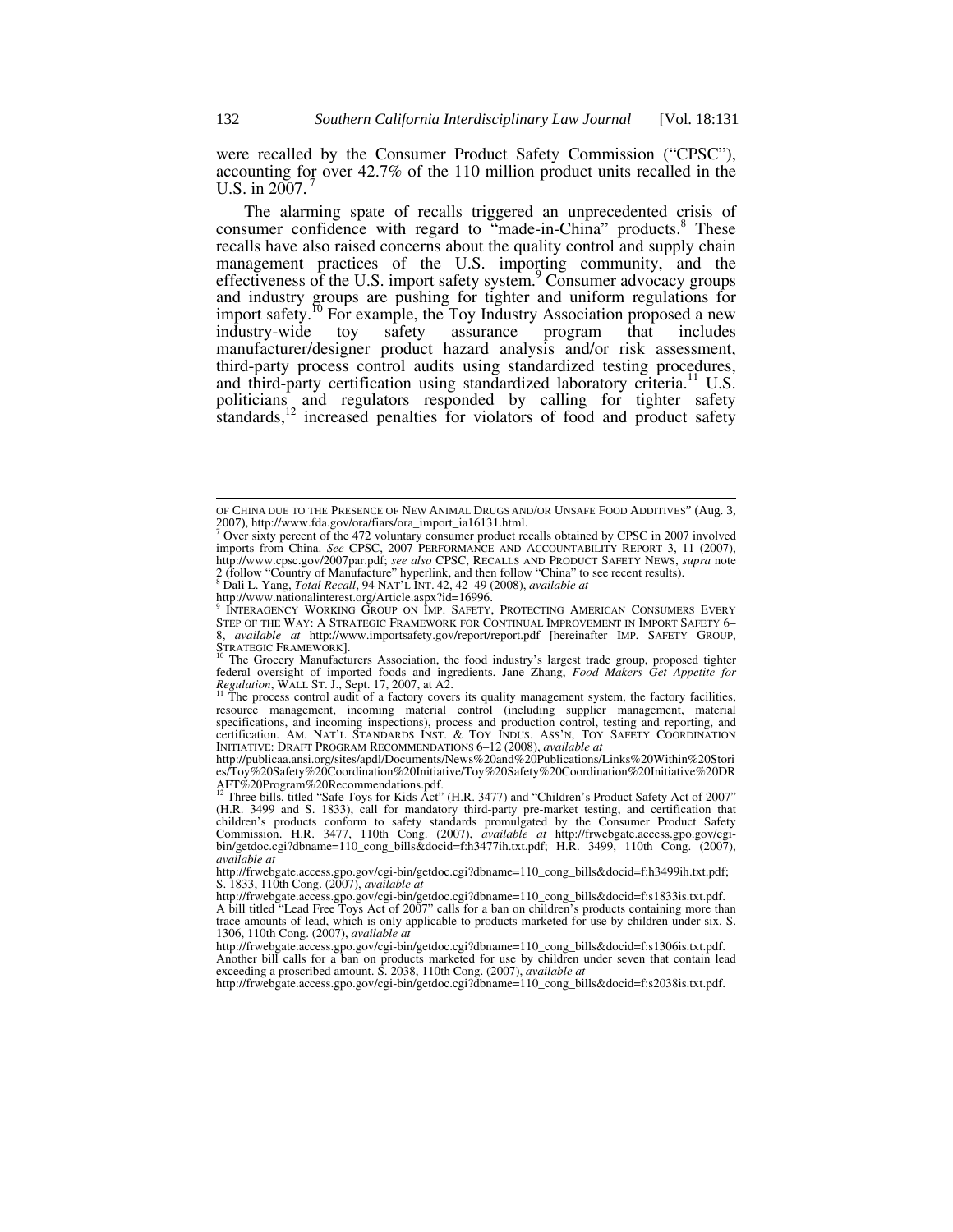were recalled by the Consumer Product Safety Commission ("CPSC"), accounting for over 42.7% of the 110 million product units recalled in the U.S. in 2007.[7]

The alarming spate of recalls triggered an unprecedented crisis of consumer confidence with regard to "made-in-China" products.[8] These recalls have also raised concerns about the quality control and supply chain management practices of the U.S. importing community, and the effectiveness of the U.S. import safety system.[9] Consumer advocacy groups and industry groups are pushing for tighter and uniform regulations for import safety.[10] For example, the Toy Industry Association proposed a new industry-wide toy safety assurance program that includes manufacturer/designer product hazard analysis and/or risk assessment, third-party process control audits using standardized testing procedures, and third-party certification using standardized laboratory criteria.[11] U.S. politicians and regulators responded by calling for tighter safety standards,[12] increased penalties for violators of food and product safety

---

OF CHINA DUE TO THE PRESENCE OF NEW ANIMAL DRUGS AND/OR UNSAFE FOOD ADDITIVES" (Aug. 3, 2007), http://www.fda.gov/ora/fiars/ora_import_ia16131.html.

[7] Over sixty percent of the 472 voluntary consumer product recalls obtained by CPSC in 2007 involved imports from China. *See* CPSC, 2007 PERFORMANCE AND ACCOUNTABILITY REPORT 3, 11 (2007), http://www.cpsc.gov/2007par.pdf; *see also* CPSC, RECALLS AND PRODUCT SAFETY NEWS, *supra* note 2 (follow "Country of Manufacture" hyperlink, and then follow "China" to see recent results).

[8] Dali L. Yang, *Total Recall*, 94 NAT'L INT. 42, 42–49 (2008), *available at* http://www.nationalinterest.org/Article.aspx?id=16996.

[9] INTERAGENCY WORKING GROUP ON IMP. SAFETY, PROTECTING AMERICAN CONSUMERS EVERY STEP OF THE WAY: A STRATEGIC FRAMEWORK FOR CONTINUAL IMPROVEMENT IN IMPORT SAFETY 6–8, *available at* http://www.importsafety.gov/report/report.pdf [hereinafter IMP. SAFETY GROUP, STRATEGIC FRAMEWORK].

[10] The Grocery Manufacturers Association, the food industry's largest trade group, proposed tighter federal oversight of imported foods and ingredients. Jane Zhang, *Food Makers Get Appetite for Regulation*, WALL ST. J., Sept. 17, 2007, at A2.

[11] The process control audit of a factory covers its quality management system, the factory facilities, resource management, incoming material control (including supplier management, material specifications, and incoming inspections), process and production control, testing and reporting, and certification. AM. NAT'L STANDARDS INST. & TOY INDUS. ASS'N, TOY SAFETY COORDINATION INITIATIVE: DRAFT PROGRAM RECOMMENDATIONS 6–12 (2008), *available at* http://publicaa.ansi.org/sites/apdl/Documents/News%20and%20Publications/Links%20Within%20Stories/Toy%20Safety%20Coordination%20Initiative/Toy%20Safety%20Coordination%20Initiative%20DRAFT%20Program%20Recommendations.pdf.

[12] Three bills, titled "Safe Toys for Kids Act" (H.R. 3477) and "Children's Product Safety Act of 2007" (H.R. 3499 and S. 1833), call for mandatory third-party pre-market testing, and certification that children's products conform to safety standards promulgated by the Consumer Product Safety Commission. H.R. 3477, 110th Cong. (2007), *available at* http://frwebgate.access.gpo.gov/cgi-bin/getdoc.cgi?dbname=110_cong_bills&docid=f:h3477ih.txt.pdf; H.R. 3499, 110th Cong. (2007), *available at* http://frwebgate.access.gpo.gov/cgi-bin/getdoc.cgi?dbname=110_cong_bills&docid=f:h3499ih.txt.pdf; S. 1833, 110th Cong. (2007), *available at* http://frwebgate.access.gpo.gov/cgi-bin/getdoc.cgi?dbname=110_cong_bills&docid=f:s1833is.txt.pdf. A bill titled "Lead Free Toys Act of 2007" calls for a ban on children's products containing more than trace amounts of lead, which is only applicable to products marketed for use by children under six. S. 1306, 110th Cong. (2007), *available at* http://frwebgate.access.gpo.gov/cgi-bin/getdoc.cgi?dbname=110_cong_bills&docid=f:s1306is.txt.pdf. Another bill calls for a ban on products marketed for use by children under seven that contain lead exceeding a proscribed amount. S. 2038, 110th Cong. (2007), *available at* http://frwebgate.access.gpo.gov/cgi-bin/getdoc.cgi?dbname=110_cong_bills&docid=f:s2038is.txt.pdf.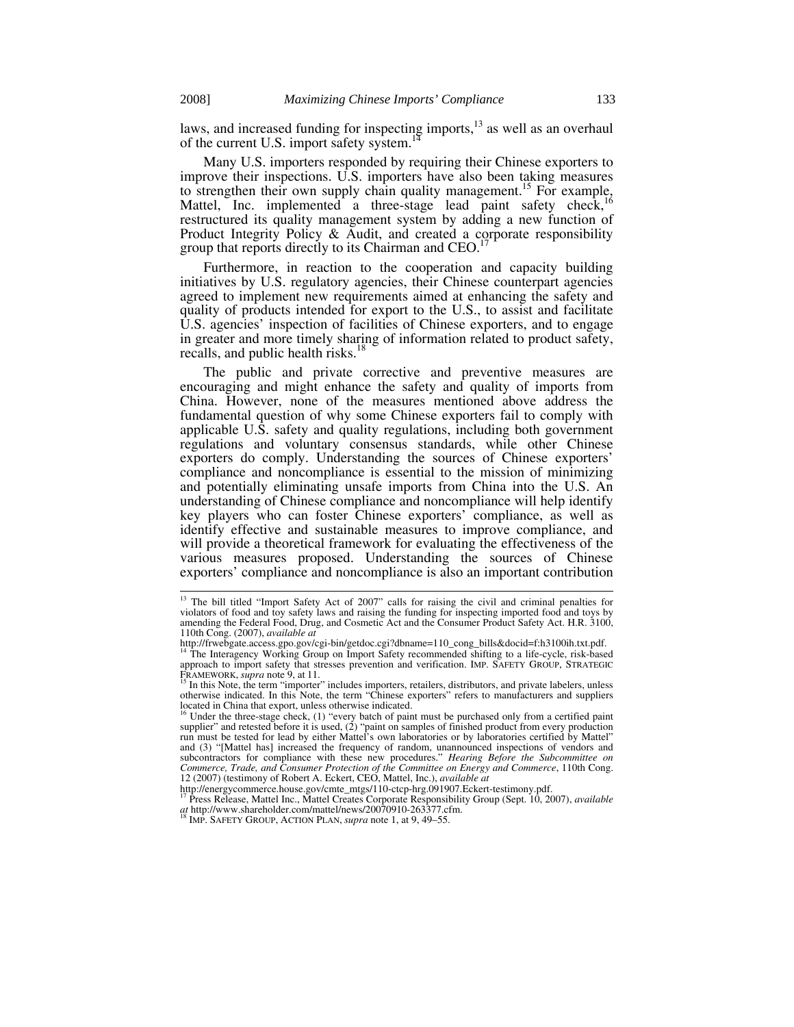laws, and increased funding for inspecting imports,[13] as well as an overhaul of the current U.S. import safety system.[14]

Many U.S. importers responded by requiring their Chinese exporters to improve their inspections. U.S. importers have also been taking measures to strengthen their own supply chain quality management.[15] For example, Mattel, Inc. implemented a three-stage lead paint safety check,[16] restructured its quality management system by adding a new function of Product Integrity Policy & Audit, and created a corporate responsibility group that reports directly to its Chairman and CEO.[17]

Furthermore, in reaction to the cooperation and capacity building initiatives by U.S. regulatory agencies, their Chinese counterpart agencies agreed to implement new requirements aimed at enhancing the safety and quality of products intended for export to the U.S., to assist and facilitate U.S. agencies' inspection of facilities of Chinese exporters, and to engage in greater and more timely sharing of information related to product safety, recalls, and public health risks.[18]

The public and private corrective and preventive measures are encouraging and might enhance the safety and quality of imports from China. However, none of the measures mentioned above address the fundamental question of why some Chinese exporters fail to comply with applicable U.S. safety and quality regulations, including both government regulations and voluntary consensus standards, while other Chinese exporters do comply. Understanding the sources of Chinese exporters' compliance and noncompliance is essential to the mission of minimizing and potentially eliminating unsafe imports from China into the U.S. An understanding of Chinese compliance and noncompliance will help identify key players who can foster Chinese exporters' compliance, as well as identify effective and sustainable measures to improve compliance, and will provide a theoretical framework for evaluating the effectiveness of the various measures proposed. Understanding the sources of Chinese exporters' compliance and noncompliance is also an important contribution

---

[13] The bill titled "Import Safety Act of 2007" calls for raising the civil and criminal penalties for violators of food and toy safety laws and raising the funding for inspecting imported food and toys by amending the Federal Food, Drug, and Cosmetic Act and the Consumer Product Safety Act. H.R. 3100, 110th Cong. (2007), *available at* http://frwebgate.access.gpo.gov/cgi-bin/getdoc.cgi?dbname=110_cong_bills&docid=f:h3100ih.txt.pdf.

[14] The Interagency Working Group on Import Safety recommended shifting to a life-cycle, risk-based approach to import safety that stresses prevention and verification. IMP. SAFETY GROUP, STRATEGIC FRAMEWORK, *supra* note 9, at 11.

[15] In this Note, the term "importer" includes importers, retailers, distributors, and private labelers, unless otherwise indicated. In this Note, the term "Chinese exporters" refers to manufacturers and suppliers located in China that export, unless otherwise indicated.

[16] Under the three-stage check, (1) "every batch of paint must be purchased only from a certified paint supplier" and retested before it is used, (2) "paint on samples of finished product from every production run must be tested for lead by either Mattel's own laboratories or by laboratories certified by Mattel" and (3) "[Mattel has] increased the frequency of random, unannounced inspections of vendors and subcontractors for compliance with these new procedures." *Hearing Before the Subcommittee on Commerce, Trade, and Consumer Protection of the Committee on Energy and Commerce*, 110th Cong. 12 (2007) (testimony of Robert A. Eckert, CEO, Mattel, Inc.), *available at* http://energycommerce.house.gov/cmte_mtgs/110-ctcp-hrg.091907.Eckert-testimony.pdf.

[17] Press Release, Mattel Inc., Mattel Creates Corporate Responsibility Group (Sept. 10, 2007), *available at* http://www.shareholder.com/mattel/news/20070910-263377.cfm.

[18] IMP. SAFETY GROUP, ACTION PLAN, *supra* note 1, at 9, 49–55.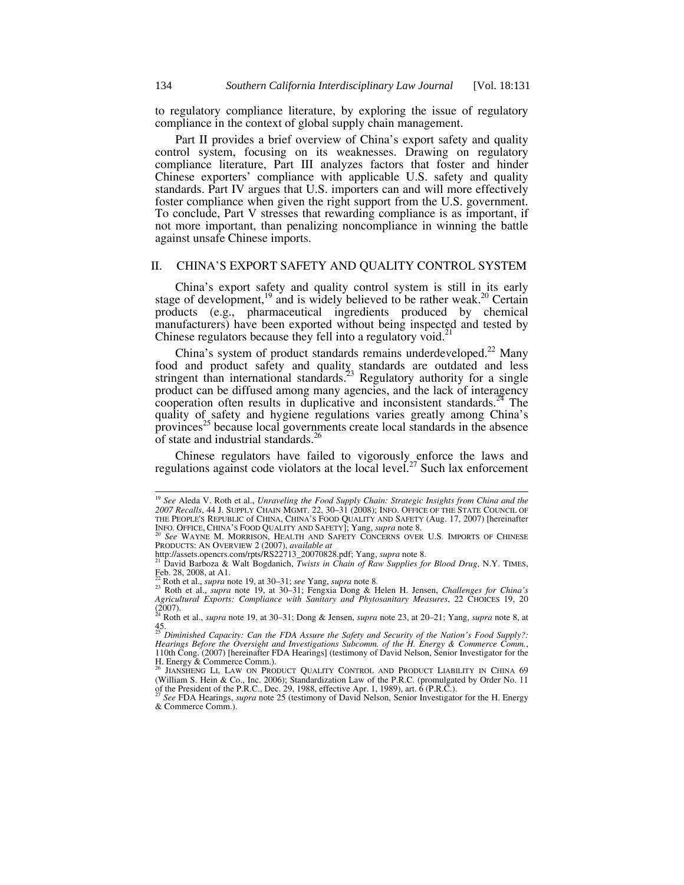to regulatory compliance literature, by exploring the issue of regulatory compliance in the context of global supply chain management.

Part II provides a brief overview of China's export safety and quality control system, focusing on its weaknesses. Drawing on regulatory compliance literature, Part III analyzes factors that foster and hinder Chinese exporters' compliance with applicable U.S. safety and quality standards. Part IV argues that U.S. importers can and will more effectively foster compliance when given the right support from the U.S. government. To conclude, Part V stresses that rewarding compliance is as important, if not more important, than penalizing noncompliance in winning the battle against unsafe Chinese imports.

## II. CHINA'S EXPORT SAFETY AND QUALITY CONTROL SYSTEM

China's export safety and quality control system is still in its early stage of development,[19] and is widely believed to be rather weak.[20] Certain products (e.g., pharmaceutical ingredients produced by chemical manufacturers) have been exported without being inspected and tested by Chinese regulators because they fell into a regulatory void.[21]

China's system of product standards remains underdeveloped.[22] Many food and product safety and quality standards are outdated and less stringent than international standards.[23] Regulatory authority for a single product can be diffused among many agencies, and the lack of interagency cooperation often results in duplicative and inconsistent standards.[24] The quality of safety and hygiene regulations varies greatly among China's provinces[25] because local governments create local standards in the absence of state and industrial standards.[26]

Chinese regulators have failed to vigorously enforce the laws and regulations against code violators at the local level.[27] Such lax enforcement

---

[19] *See* Aleda V. Roth et al., *Unraveling the Food Supply Chain: Strategic Insights from China and the 2007 Recalls*, 44 J. SUPPLY CHAIN MGMT. 22, 30–31 (2008); INFO. OFFICE OF THE STATE COUNCIL OF THE PEOPLE'S REPUBLIC OF CHINA, CHINA'S FOOD QUALITY AND SAFETY (Aug. 17, 2007) [hereinafter INFO. OFFICE, CHINA'S FOOD QUALITY AND SAFETY]; Yang, *supra* note 8.

[20] *See* WAYNE M. MORRISON, HEALTH AND SAFETY CONCERNS OVER U.S. IMPORTS OF CHINESE PRODUCTS: AN OVERVIEW 2 (2007), *available at* http://assets.opencrs.com/rpts/RS22713_20070828.pdf; Yang, *supra* note 8.

[21] David Barboza & Walt Bogdanich, *Twists in Chain of Raw Supplies for Blood Drug*, N.Y. TIMES, Feb. 28, 2008, at A1.

[22] Roth et al., *supra* note 19, at 30–31; *see* Yang, *supra* note 8.

[23] Roth et al., *supra* note 19, at 30–31; Fengxia Dong & Helen H. Jensen, *Challenges for China's Agricultural Exports: Compliance with Sanitary and Phytosanitary Measures*, 22 CHOICES 19, 20 (2007).

[24] Roth et al., *supra* note 19, at 30–31; Dong & Jensen, *supra* note 23, at 20–21; Yang, *supra* note 8, at 45.

[25] *Diminished Capacity: Can the FDA Assure the Safety and Security of the Nation's Food Supply?: Hearings Before the Oversight and Investigations Subcomm. of the H. Energy & Commerce Comm.*, 110th Cong. (2007) [hereinafter FDA Hearings] (testimony of David Nelson, Senior Investigator for the H. Energy & Commerce Comm.).

[26] JIANSHENG LI, LAW ON PRODUCT QUALITY CONTROL AND PRODUCT LIABILITY IN CHINA 69 (William S. Hein & Co., Inc. 2006); Standardization Law of the P.R.C. (promulgated by Order No. 11 of the President of the P.R.C., Dec. 29, 1988, effective Apr. 1, 1989), art. 6 (P.R.C.).

[27] *See* FDA Hearings, *supra* note 25 (testimony of David Nelson, Senior Investigator for the H. Energy & Commerce Comm.).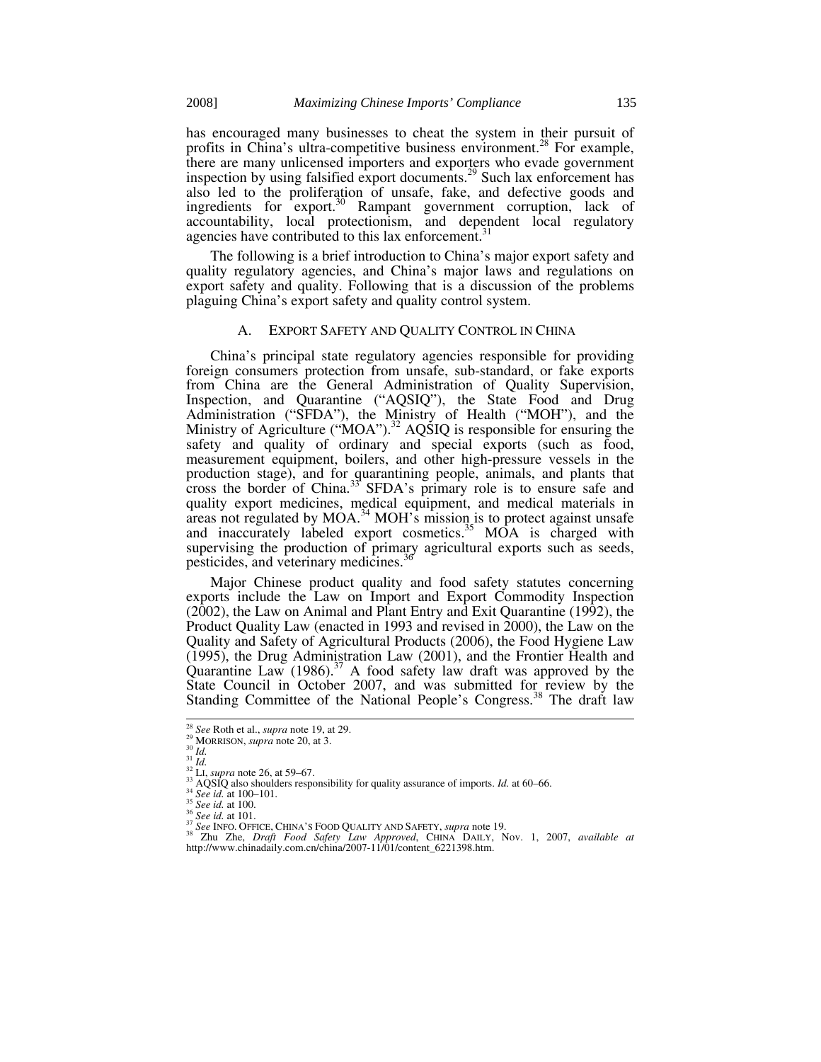has encouraged many businesses to cheat the system in their pursuit of profits in China's ultra-competitive business environment.[28] For example, there are many unlicensed importers and exporters who evade government inspection by using falsified export documents.[29] Such lax enforcement has also led to the proliferation of unsafe, fake, and defective goods and ingredients for export.[30] Rampant government corruption, lack of accountability, local protectionism, and dependent local regulatory agencies have contributed to this lax enforcement.[31]

The following is a brief introduction to China's major export safety and quality regulatory agencies, and China's major laws and regulations on export safety and quality. Following that is a discussion of the problems plaguing China's export safety and quality control system.

### A. EXPORT SAFETY AND QUALITY CONTROL IN CHINA

China's principal state regulatory agencies responsible for providing foreign consumers protection from unsafe, sub-standard, or fake exports from China are the General Administration of Quality Supervision, Inspection, and Quarantine ("AQSIQ"), the State Food and Drug Administration ("SFDA"), the Ministry of Health ("MOH"), and the Ministry of Agriculture ("MOA").[32] AQSIQ is responsible for ensuring the safety and quality of ordinary and special exports (such as food, measurement equipment, boilers, and other high-pressure vessels in the production stage), and for quarantining people, animals, and plants that cross the border of China.[33] SFDA's primary role is to ensure safe and quality export medicines, medical equipment, and medical materials in areas not regulated by MOA.[34] MOH's mission is to protect against unsafe and inaccurately labeled export cosmetics.[35] MOA is charged with supervising the production of primary agricultural exports such as seeds, pesticides, and veterinary medicines.[36]

Major Chinese product quality and food safety statutes concerning exports include the Law on Import and Export Commodity Inspection (2002), the Law on Animal and Plant Entry and Exit Quarantine (1992), the Product Quality Law (enacted in 1993 and revised in 2000), the Law on the Quality and Safety of Agricultural Products (2006), the Food Hygiene Law (1995), the Drug Administration Law (2001), and the Frontier Health and Quarantine Law (1986).[37] A food safety law draft was approved by the State Council in October 2007, and was submitted for review by the Standing Committee of the National People's Congress.[38] The draft law

---

[28] *See* Roth et al., *supra* note 19, at 29.
[29] MORRISON, *supra* note 20, at 3.
[30] *Id.*
[31] *Id.*
[32] LI, *supra* note 26, at 59–67.
[33] AQSIQ also shoulders responsibility for quality assurance of imports. *Id.* at 60–66.
[34] *See id.* at 100–101.
[35] *See id.* at 100.
[36] *See id.* at 101.
[37] *See* INFO. OFFICE, CHINA'S FOOD QUALITY AND SAFETY, *supra* note 19.
[38] Zhu Zhe, *Draft Food Safety Law Approved*, CHINA DAILY, Nov. 1, 2007, *available at* http://www.chinadaily.com.cn/china/2007-11/01/content_6221398.htm.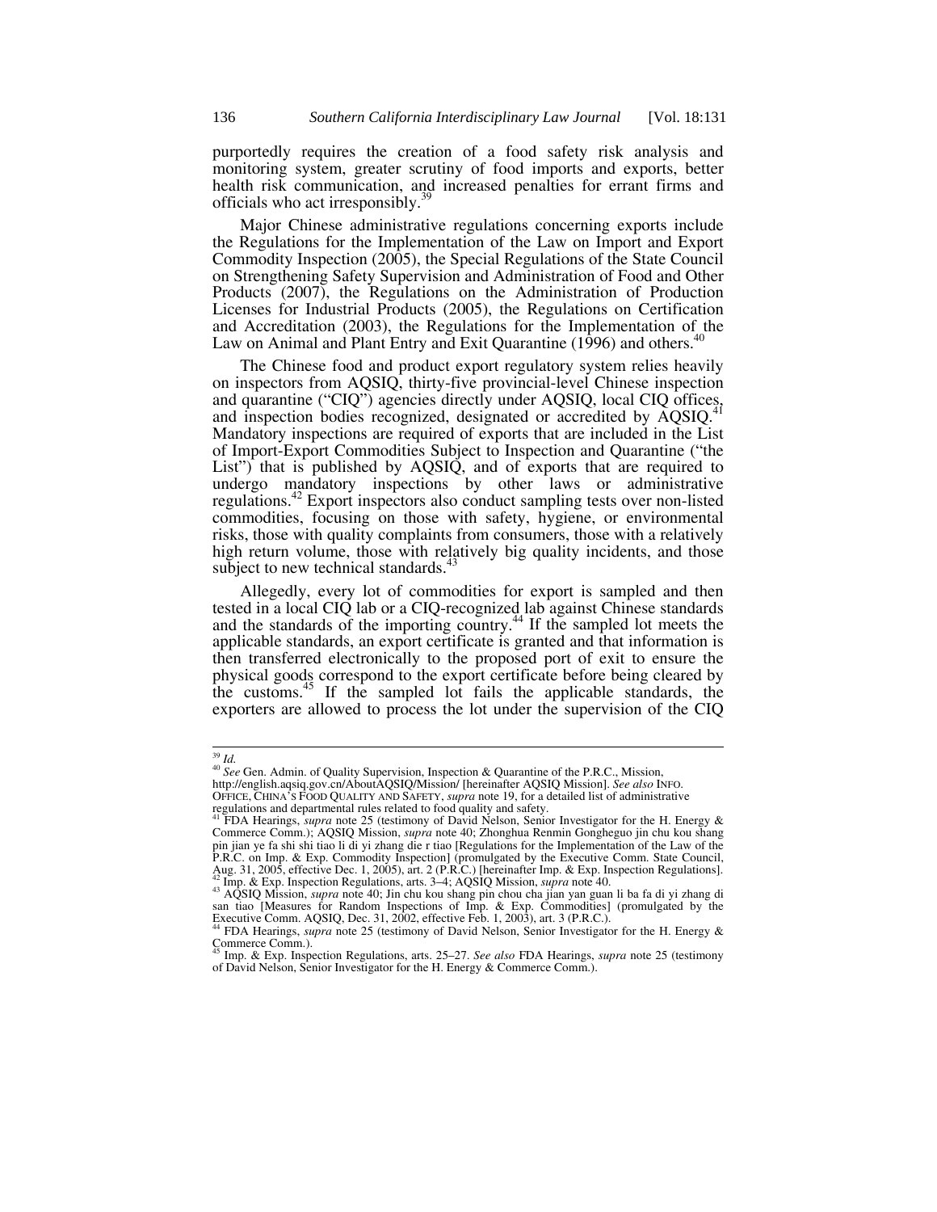purportedly requires the creation of a food safety risk analysis and monitoring system, greater scrutiny of food imports and exports, better health risk communication, and increased penalties for errant firms and officials who act irresponsibly.[39]

Major Chinese administrative regulations concerning exports include the Regulations for the Implementation of the Law on Import and Export Commodity Inspection (2005), the Special Regulations of the State Council on Strengthening Safety Supervision and Administration of Food and Other Products (2007), the Regulations on the Administration of Production Licenses for Industrial Products (2005), the Regulations on Certification and Accreditation (2003), the Regulations for the Implementation of the Law on Animal and Plant Entry and Exit Quarantine (1996) and others.[40]

The Chinese food and product export regulatory system relies heavily on inspectors from AQSIQ, thirty-five provincial-level Chinese inspection and quarantine ("CIQ") agencies directly under AQSIQ, local CIQ offices, and inspection bodies recognized, designated or accredited by AQSIQ.[41] Mandatory inspections are required of exports that are included in the List of Import-Export Commodities Subject to Inspection and Quarantine ("the List") that is published by AQSIQ, and of exports that are required to undergo mandatory inspections by other laws or administrative regulations.[42] Export inspectors also conduct sampling tests over non-listed commodities, focusing on those with safety, hygiene, or environmental risks, those with quality complaints from consumers, those with a relatively high return volume, those with relatively big quality incidents, and those subject to new technical standards.[43]

Allegedly, every lot of commodities for export is sampled and then tested in a local CIQ lab or a CIQ-recognized lab against Chinese standards and the standards of the importing country.[44] If the sampled lot meets the applicable standards, an export certificate is granted and that information is then transferred electronically to the proposed port of exit to ensure the physical goods correspond to the export certificate before being cleared by the customs.[45] If the sampled lot fails the applicable standards, the exporters are allowed to process the lot under the supervision of the CIQ

---

[39] *Id.*

[40] *See* Gen. Admin. of Quality Supervision, Inspection & Quarantine of the P.R.C., Mission, http://english.aqsiq.gov.cn/AboutAQSIQ/Mission/ [hereinafter AQSIQ Mission]. *See also* INFO. OFFICE, CHINA'S FOOD QUALITY AND SAFETY, *supra* note 19, for a detailed list of administrative regulations and departmental rules related to food quality and safety.

[41] FDA Hearings, *supra* note 25 (testimony of David Nelson, Senior Investigator for the H. Energy & Commerce Comm.); AQSIQ Mission, *supra* note 40; Zhonghua Renmin Gongheguo jin chu kou shang pin jian ye fa shi shi tiao li di yi zhang die r tiao [Regulations for the Implementation of the Law of the P.R.C. on Imp. & Exp. Commodity Inspection] (promulgated by the Executive Comm. State Council, Aug. 31, 2005, effective Dec. 1, 2005), art. 2 (P.R.C.) [hereinafter Imp. & Exp. Inspection Regulations].

[42] Imp. & Exp. Inspection Regulations, arts. 3–4; AQSIQ Mission, *supra* note 40.

[43] AQSIQ Mission, *supra* note 40; Jin chu kou shang pin chou cha jian yan guan li ba fa di yi zhang di san tiao [Measures for Random Inspections of Imp. & Exp. Commodities] (promulgated by the Executive Comm. AQSIQ, Dec. 31, 2002, effective Feb. 1, 2003), art. 3 (P.R.C.).

[44] FDA Hearings, *supra* note 25 (testimony of David Nelson, Senior Investigator for the H. Energy & Commerce Comm.).

[45] Imp. & Exp. Inspection Regulations, arts. 25–27. *See also* FDA Hearings, *supra* note 25 (testimony of David Nelson, Senior Investigator for the H. Energy & Commerce Comm.).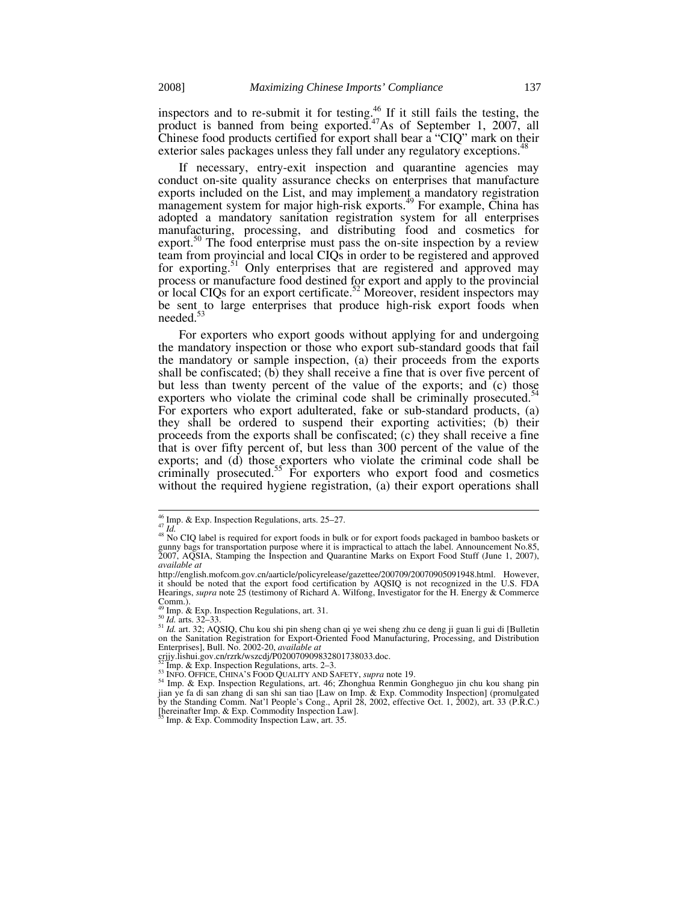inspectors and to re-submit it for testing.[46] If it still fails the testing, the product is banned from being exported.[47] As of September 1, 2007, all Chinese food products certified for export shall bear a "CIQ" mark on their exterior sales packages unless they fall under any regulatory exceptions.[48]

If necessary, entry-exit inspection and quarantine agencies may conduct on-site quality assurance checks on enterprises that manufacture exports included on the List, and may implement a mandatory registration management system for major high-risk exports.[49] For example, China has adopted a mandatory sanitation registration system for all enterprises manufacturing, processing, and distributing food and cosmetics for export.[50] The food enterprise must pass the on-site inspection by a review team from provincial and local CIQs in order to be registered and approved for exporting.[51] Only enterprises that are registered and approved may process or manufacture food destined for export and apply to the provincial or local CIQs for an export certificate.[52] Moreover, resident inspectors may be sent to large enterprises that produce high-risk export foods when needed.[53]

For exporters who export goods without applying for and undergoing the mandatory inspection or those who export sub-standard goods that fail the mandatory or sample inspection, (a) their proceeds from the exports shall be confiscated; (b) they shall receive a fine that is over five percent of but less than twenty percent of the value of the exports; and (c) those exporters who violate the criminal code shall be criminally prosecuted.[54] For exporters who export adulterated, fake or sub-standard products, (a) they shall be ordered to suspend their exporting activities; (b) their proceeds from the exports shall be confiscated; (c) they shall receive a fine that is over fifty percent of, but less than 300 percent of the value of the exports; and (d) those exporters who violate the criminal code shall be criminally prosecuted.[55] For exporters who export food and cosmetics without the required hygiene registration, (a) their export operations shall

---

[46] Imp. & Exp. Inspection Regulations, arts. 25–27.

[47] *Id.*

[48] No CIQ label is required for export foods in bulk or for export foods packaged in bamboo baskets or gunny bags for transportation purpose where it is impractical to attach the label. Announcement No.85, 2007, AQSIA, Stamping the Inspection and Quarantine Marks on Export Food Stuff (June 1, 2007), *available at* http://english.mofcom.gov.cn/aarticle/policyrelease/gazettee/200709/20070905091948.html. However, it should be noted that the export food certification by AQSIQ is not recognized in the U.S. FDA Hearings, *supra* note 25 (testimony of Richard A. Wilfong, Investigator for the H. Energy & Commerce Comm.).

[49] Imp. & Exp. Inspection Regulations, art. 31.

[50] *Id.* arts. 32–33.

[51] *Id.* art. 32; AQSIQ, Chu kou shi pin sheng chan qi ye wei sheng zhu ce deng ji guan li gui di [Bulletin on the Sanitation Registration for Export-Oriented Food Manufacturing, Processing, and Distribution Enterprises], Bull. No. 2002-20, *available at* crjjy.lishui.gov.cn/rzrk/wszcdj/P020070909832801738033.doc.

[52] Imp. & Exp. Inspection Regulations, arts. 2–3.

[53] INFO. OFFICE, CHINA'S FOOD QUALITY AND SAFETY, *supra* note 19.

[54] Imp. & Exp. Inspection Regulations, art. 46; Zhonghua Renmin Gongheguo jin chu kou shang pin jian ye fa di san zhang di san shi san tiao [Law on Imp. & Exp. Commodity Inspection] (promulgated by the Standing Comm. Nat'l People's Cong., April 28, 2002, effective Oct. 1, 2002), art. 33 (P.R.C.) [hereinafter Imp. & Exp. Commodity Inspection Law].

[55] Imp. & Exp. Commodity Inspection Law, art. 35.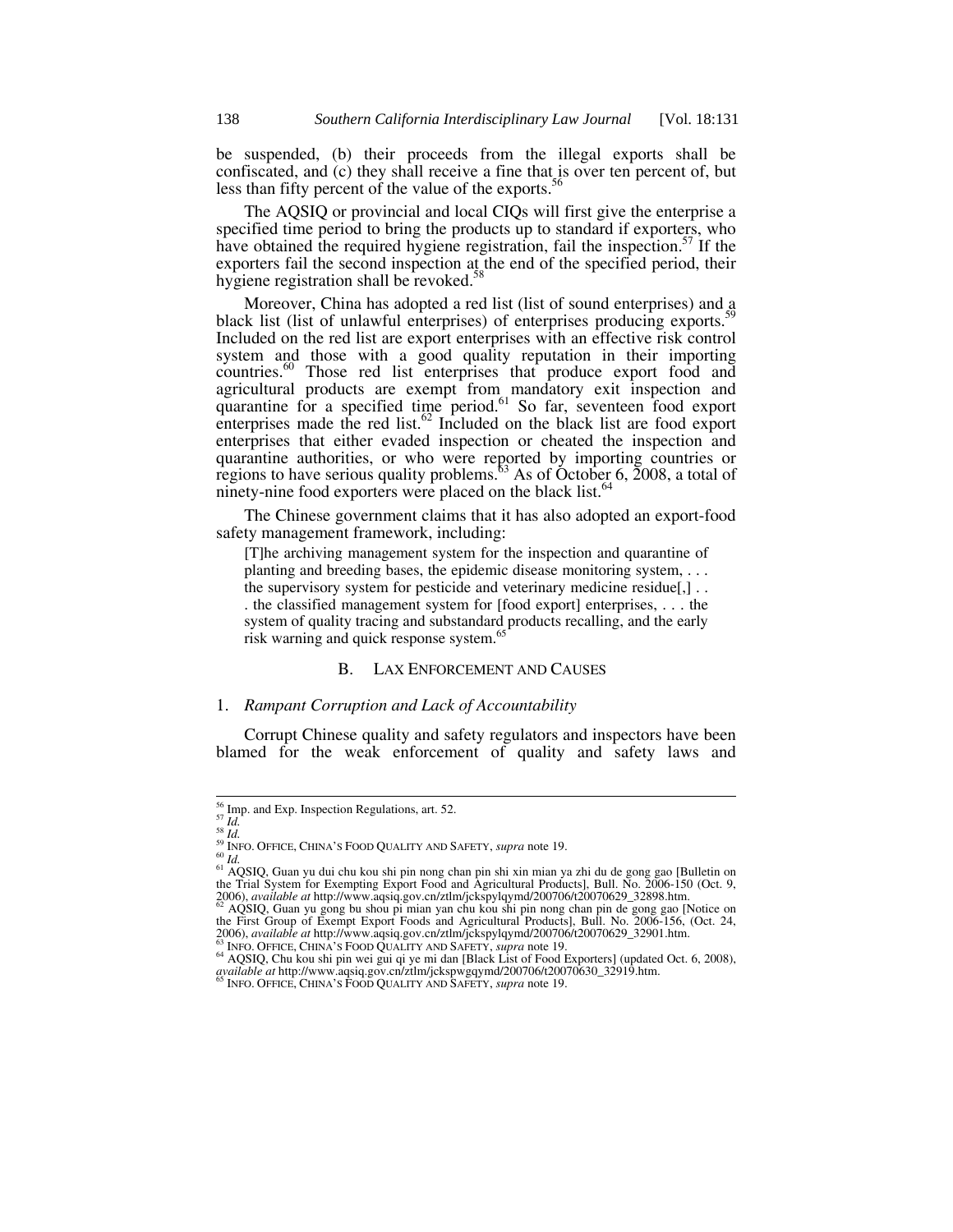be suspended, (b) their proceeds from the illegal exports shall be confiscated, and (c) they shall receive a fine that is over ten percent of, but less than fifty percent of the value of the exports.[56]

The AQSIQ or provincial and local CIQs will first give the enterprise a specified time period to bring the products up to standard if exporters, who have obtained the required hygiene registration, fail the inspection.[57] If the exporters fail the second inspection at the end of the specified period, their hygiene registration shall be revoked.[58]

Moreover, China has adopted a red list (list of sound enterprises) and a black list (list of unlawful enterprises) of enterprises producing exports.[59] Included on the red list are export enterprises with an effective risk control system and those with a good quality reputation in their importing countries.[60] Those red list enterprises that produce export food and agricultural products are exempt from mandatory exit inspection and quarantine for a specified time period.[61] So far, seventeen food export enterprises made the red list.[62] Included on the black list are food export enterprises that either evaded inspection or cheated the inspection and quarantine authorities, or who were reported by importing countries or regions to have serious quality problems.[63] As of October 6, 2008, a total of ninety-nine food exporters were placed on the black list.[64]

The Chinese government claims that it has also adopted an export-food safety management framework, including:

> [T]he archiving management system for the inspection and quarantine of planting and breeding bases, the epidemic disease monitoring system, . . . the supervisory system for pesticide and veterinary medicine residue[,] . . . the classified management system for [food export] enterprises, . . . the system of quality tracing and substandard products recalling, and the early risk warning and quick response system.[65]

### B. Lax Enforcement and Causes

#### 1. *Rampant Corruption and Lack of Accountability*

Corrupt Chinese quality and safety regulators and inspectors have been blamed for the weak enforcement of quality and safety laws and

---

[56] Imp. and Exp. Inspection Regulations, art. 52.
[57] *Id.*
[58] *Id.*
[59] INFO. OFFICE, CHINA'S FOOD QUALITY AND SAFETY, *supra* note 19.
[60] *Id.*
[61] AQSIQ, Guan yu dui chu kou shi pin nong chan pin shi xin mian ya zhi du de gong gao [Bulletin on the Trial System for Exempting Export Food and Agricultural Products], Bull. No. 2006-150 (Oct. 9, 2006), *available at* http://www.aqsiq.gov.cn/ztlm/jckspylqymd/200706/t20070629_32898.htm.
[62] AQSIQ, Guan yu gong bu shou pi mian yan chu kou shi pin nong chan pin de gong gao [Notice on the First Group of Exempt Export Foods and Agricultural Products], Bull. No. 2006-156, (Oct. 24, 2006), *available at* http://www.aqsiq.gov.cn/ztlm/jckspylqymd/200706/t20070629_32901.htm.
[63] INFO. OFFICE, CHINA'S FOOD QUALITY AND SAFETY, *supra* note 19.
[64] AQSIQ, Chu kou shi pin wei gui qi ye mi dan [Black List of Food Exporters] (updated Oct. 6, 2008), *available at* http://www.aqsiq.gov.cn/ztlm/jckspwgqymd/200706/t20070630_32919.htm.
[65] INFO. OFFICE, CHINA'S FOOD QUALITY AND SAFETY, *supra* note 19.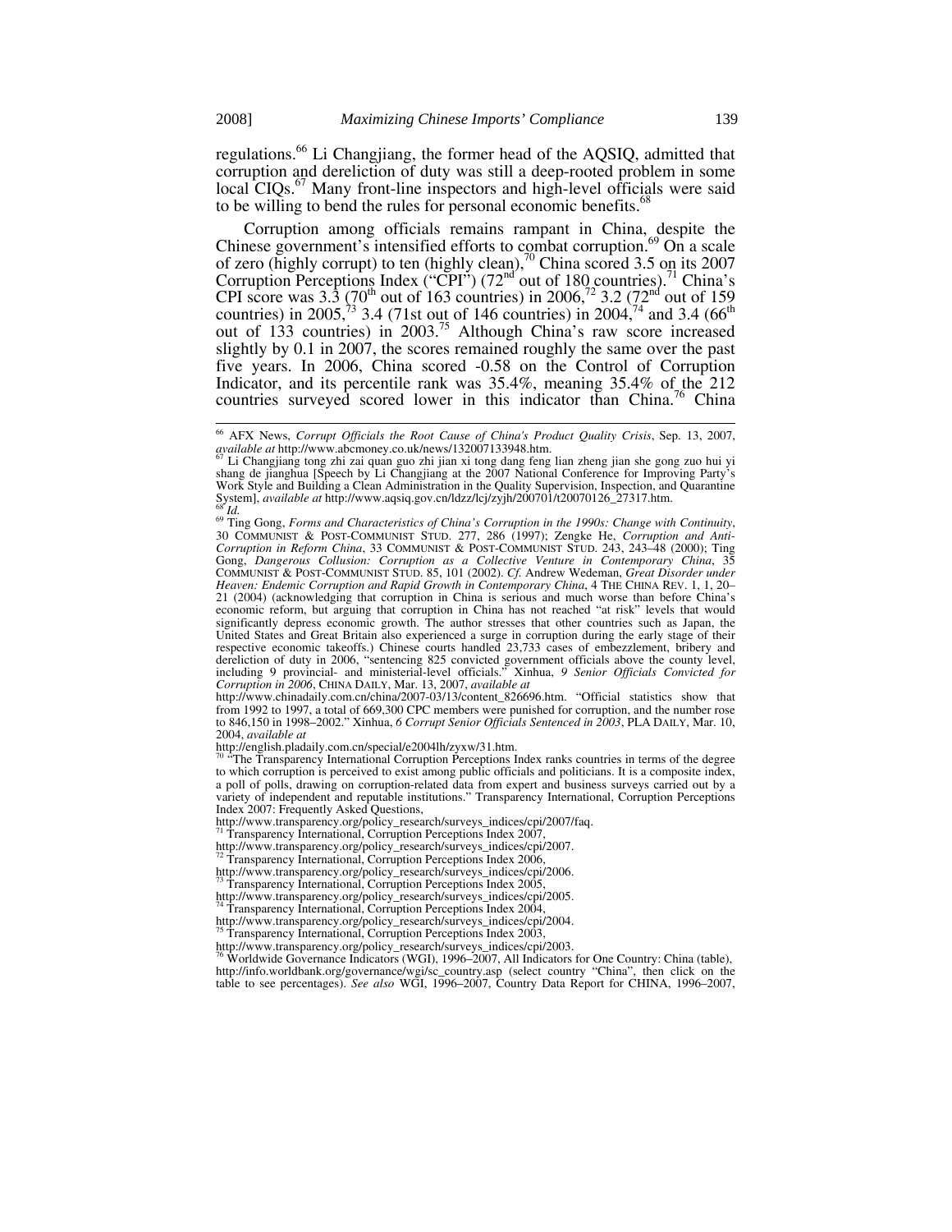regulations.[66] Li Changjiang, the former head of the AQSIQ, admitted that corruption and dereliction of duty was still a deep-rooted problem in some local CIQs.[67] Many front-line inspectors and high-level officials were said to be willing to bend the rules for personal economic benefits.[68]

Corruption among officials remains rampant in China, despite the Chinese government's intensified efforts to combat corruption.[69] On a scale of zero (highly corrupt) to ten (highly clean),[70] China scored 3.5 on its 2007 Corruption Perceptions Index ("CPI") (72nd out of 180 countries).[71] China's CPI score was 3.3 (70th out of 163 countries) in 2006,[72] 3.2 (72nd out of 159 countries) in 2005,[73] 3.4 (71st out of 146 countries) in 2004,[74] and 3.4 (66th out of 133 countries) in 2003.[75] Although China's raw score increased slightly by 0.1 in 2007, the scores remained roughly the same over the past five years. In 2006, China scored -0.58 on the Control of Corruption Indicator, and its percentile rank was 35.4%, meaning 35.4% of the 212 countries surveyed scored lower in this indicator than China.[76] China

---

[66] AFX News, *Corrupt Officials the Root Cause of China's Product Quality Crisis*, Sep. 13, 2007, *available at* http://www.abcmoney.co.uk/news/132007133948.htm.

[67] Li Changjiang tong zhi zai quan guo zhi jian xi tong dang feng lian zheng jian she gong zuo hui yi shang de jianghua [Speech by Li Changjiang at the 2007 National Conference for Improving Party's Work Style and Building a Clean Administration in the Quality Supervision, Inspection, and Quarantine System], *available at* http://www.aqsiq.gov.cn/ldzz/lcj/zyjh/200701/t20070126_27317.htm.

[68] *Id.*

[69] Ting Gong, *Forms and Characteristics of China's Corruption in the 1990s: Change with Continuity*, 30 COMMUNIST & POST-COMMUNIST STUD. 277, 286 (1997); Zengke He, *Corruption and Anti-Corruption in Reform China*, 33 COMMUNIST & POST-COMMUNIST STUD. 243, 243–48 (2000); Ting Gong, *Dangerous Collusion: Corruption as a Collective Venture in Contemporary China*, 35 COMMUNIST & POST-COMMUNIST STUD. 85, 101 (2002). *Cf.* Andrew Wedeman, *Great Disorder under Heaven: Endemic Corruption and Rapid Growth in Contemporary China*, 4 THE CHINA REV. 1, 1, 20–21 (2004) (acknowledging that corruption in China is serious and much worse than before China's economic reform, but arguing that corruption in China has not reached "at risk" levels that would significantly depress economic growth. The author stresses that other countries such as Japan, the United States and Great Britain also experienced a surge in corruption during the early stage of their respective economic takeoffs.) Chinese courts handled 23,733 cases of embezzlement, bribery and dereliction of duty in 2006, "sentencing 825 convicted government officials above the county level, including 9 provincial- and ministerial-level officials." Xinhua, *9 Senior Officials Convicted for Corruption in 2006*, CHINA DAILY, Mar. 13, 2007, *available at* http://www.chinadaily.com.cn/china/2007-03/13/content_826696.htm. "Official statistics show that from 1992 to 1997, a total of 669,300 CPC members were punished for corruption, and the number rose to 846,150 in 1998–2002." Xinhua, *6 Corrupt Senior Officials Sentenced in 2003*, PLA DAILY, Mar. 10, 2004, *available at* http://english.pladaily.com.cn/special/e2004lh/zyxw/31.htm.

[70] "The Transparency International Corruption Perceptions Index ranks countries in terms of the degree to which corruption is perceived to exist among public officials and politicians. It is a composite index, a poll of polls, drawing on corruption-related data from expert and business surveys carried out by a variety of independent and reputable institutions." Transparency International, Corruption Perceptions Index 2007: Frequently Asked Questions, http://www.transparency.org/policy_research/surveys_indices/cpi/2007/faq.

[71] Transparency International, Corruption Perceptions Index 2007, http://www.transparency.org/policy_research/surveys_indices/cpi/2007.

[72] Transparency International, Corruption Perceptions Index 2006, http://www.transparency.org/policy_research/surveys_indices/cpi/2006.

[73] Transparency International, Corruption Perceptions Index 2005, http://www.transparency.org/policy_research/surveys_indices/cpi/2005.

[74] Transparency International, Corruption Perceptions Index 2004, http://www.transparency.org/policy_research/surveys_indices/cpi/2004.

[75] Transparency International, Corruption Perceptions Index 2003, http://www.transparency.org/policy_research/surveys_indices/cpi/2003.

[76] Worldwide Governance Indicators (WGI), 1996–2007, All Indicators for One Country: China (table), http://info.worldbank.org/governance/wgi/sc_country.asp (select country "China", then click on the table to see percentages). *See also* WGI, 1996–2007, Country Data Report for CHINA, 1996–2007,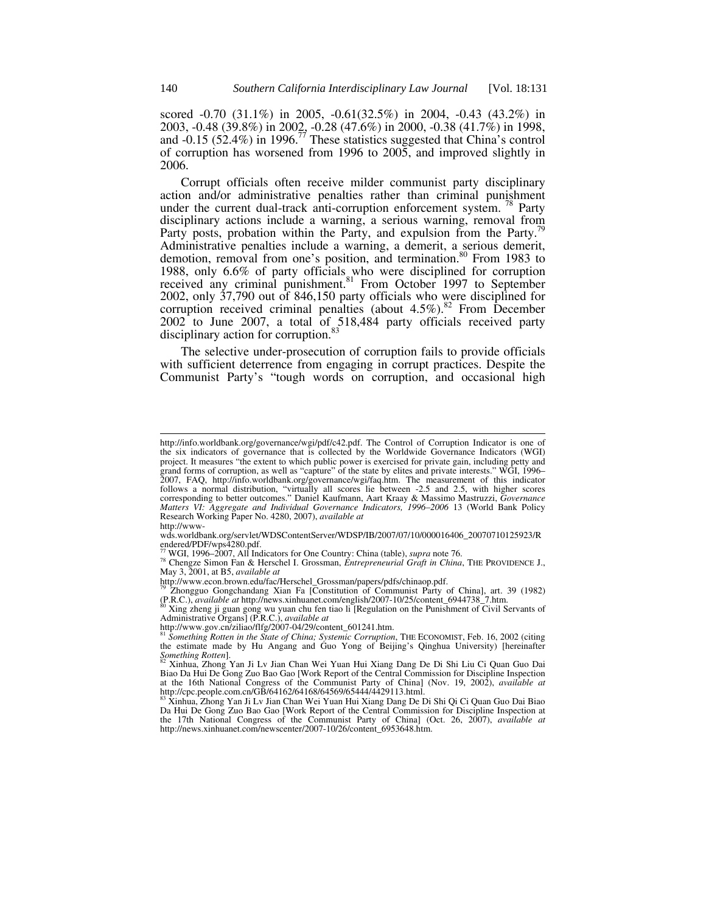scored -0.70 (31.1%) in 2005, -0.61(32.5%) in 2004, -0.43 (43.2%) in 2003, -0.48 (39.8%) in 2002, -0.28 (47.6%) in 2000, -0.38 (41.7%) in 1998, and -0.15 (52.4%) in 1996.[77] These statistics suggested that China's control of corruption has worsened from 1996 to 2005, and improved slightly in 2006.

Corrupt officials often receive milder communist party disciplinary action and/or administrative penalties rather than criminal punishment under the current dual-track anti-corruption enforcement system. [78] Party disciplinary actions include a warning, a serious warning, removal from Party posts, probation within the Party, and expulsion from the Party.[79] Administrative penalties include a warning, a demerit, a serious demerit, demotion, removal from one's position, and termination.[80] From 1983 to 1988, only 6.6% of party officials who were disciplined for corruption received any criminal punishment.[81] From October 1997 to September 2002, only 37,790 out of 846,150 party officials who were disciplined for corruption received criminal penalties (about 4.5%).[82] From December 2002 to June 2007, a total of 518,484 party officials received party disciplinary action for corruption.[83]

The selective under-prosecution of corruption fails to provide officials with sufficient deterrence from engaging in corrupt practices. Despite the Communist Party's "tough words on corruption, and occasional high

---

http://info.worldbank.org/governance/wgi/pdf/c42.pdf. The Control of Corruption Indicator is one of the six indicators of governance that is collected by the Worldwide Governance Indicators (WGI) project. It measures "the extent to which public power is exercised for private gain, including petty and grand forms of corruption, as well as "capture" of the state by elites and private interests." WGI, 1996–2007, FAQ, http://info.worldbank.org/governance/wgi/faq.htm. The measurement of this indicator follows a normal distribution, "virtually all scores lie between -2.5 and 2.5, with higher scores corresponding to better outcomes." Daniel Kaufmann, Aart Kraay & Massimo Mastruzzi, *Governance Matters VI: Aggregate and Individual Governance Indicators, 1996–2006* 13 (World Bank Policy Research Working Paper No. 4280, 2007), *available at* http://www-wds.worldbank.org/servlet/WDSContentServer/WDSP/IB/2007/07/10/000016406_20070710125923/Rendered/PDF/wps4280.pdf.

[77] WGI, 1996–2007, All Indicators for One Country: China (table), *supra* note 76.

[78] Chengze Simon Fan & Herschel I. Grossman, *Entrepreneurial Graft in China*, THE PROVIDENCE J., May 3, 2001, at B5, *available at* http://www.econ.brown.edu/fac/Herschel_Grossman/papers/pdfs/chinaop.pdf.

[79] Zhongguo Gongchandang Xian Fa [Constitution of Communist Party of China], art. 39 (1982) (P.R.C.), *available at* http://news.xinhuanet.com/english/2007-10/25/content_6944738_7.htm.

[80] Xing zheng ji guan gong wu yuan chu fen tiao li [Regulation on the Punishment of Civil Servants of Administrative Organs] (P.R.C.), *available at* http://www.gov.cn/ziliao/flfg/2007-04/29/content_601241.htm.

[81] *Something Rotten in the State of China; Systemic Corruption*, THE ECONOMIST, Feb. 16, 2002 (citing the estimate made by Hu Angang and Guo Yong of Beijing's Qinghua University) [hereinafter *Something Rotten*].

[82] Xinhua, Zhong Yan Ji Lv Jian Chan Wei Yuan Hui Xiang Dang De Di Shi Liu Ci Quan Guo Dai Biao Da Hui De Gong Zuo Bao Gao [Work Report of the Central Commission for Discipline Inspection at the 16th National Congress of the Communist Party of China] (Nov. 19, 2002), *available at* http://cpc.people.com.cn/GB/64162/64168/64569/65444/4429113.html.

[83] Xinhua, Zhong Yan Ji Lv Jian Chan Wei Yuan Hui Xiang Dang De Di Shi Qi Ci Quan Guo Dai Biao Da Hui De Gong Zuo Bao Gao [Work Report of the Central Commission for Discipline Inspection at the 17th National Congress of the Communist Party of China] (Oct. 26, 2007), *available at* http://news.xinhuanet.com/newscenter/2007-10/26/content_6953648.htm.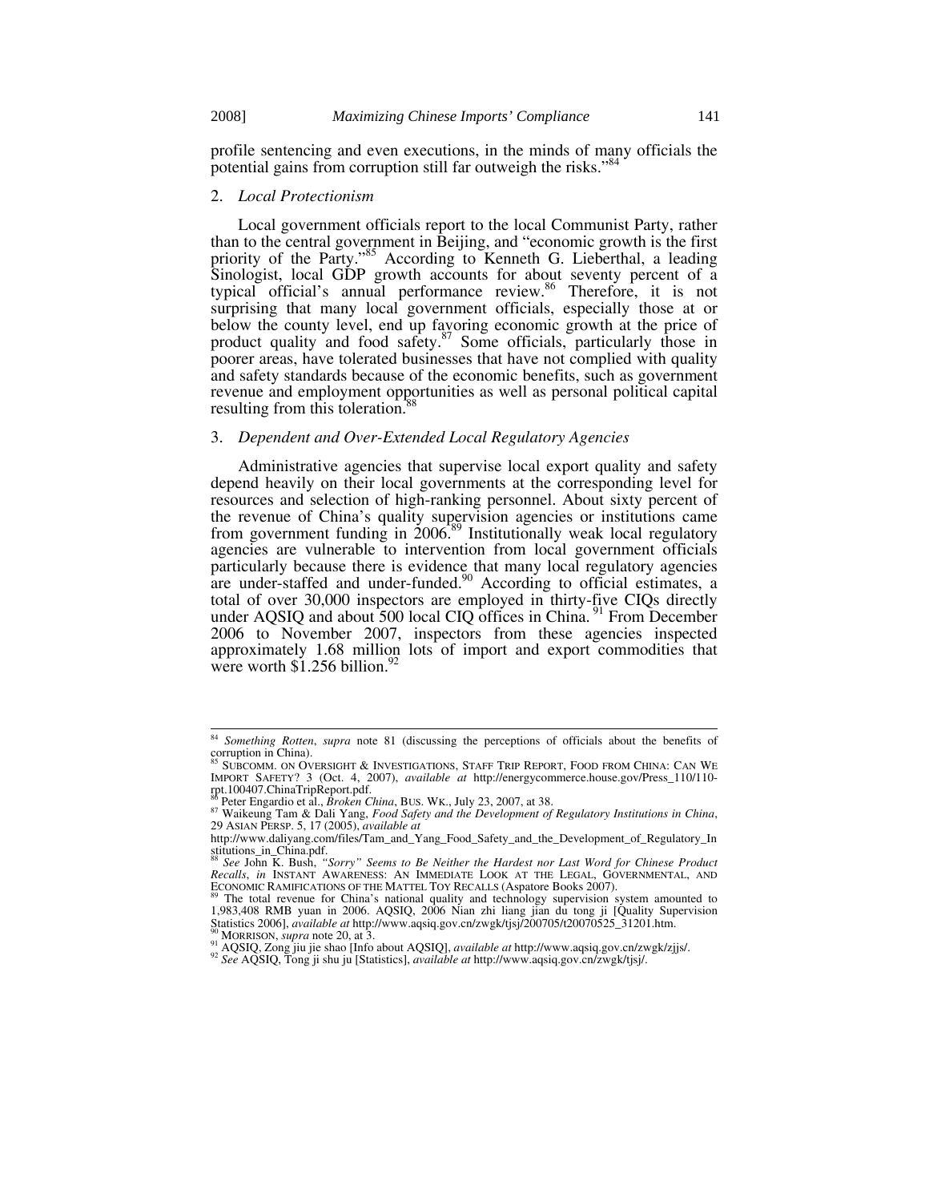profile sentencing and even executions, in the minds of many officials the potential gains from corruption still far outweigh the risks."[84]

### 2. *Local Protectionism*

Local government officials report to the local Communist Party, rather than to the central government in Beijing, and "economic growth is the first priority of the Party."[85] According to Kenneth G. Lieberthal, a leading Sinologist, local GDP growth accounts for about seventy percent of a typical official's annual performance review.[86] Therefore, it is not surprising that many local government officials, especially those at or below the county level, end up favoring economic growth at the price of product quality and food safety.[87] Some officials, particularly those in poorer areas, have tolerated businesses that have not complied with quality and safety standards because of the economic benefits, such as government revenue and employment opportunities as well as personal political capital resulting from this toleration.[88]

### 3. *Dependent and Over-Extended Local Regulatory Agencies*

Administrative agencies that supervise local export quality and safety depend heavily on their local governments at the corresponding level for resources and selection of high-ranking personnel. About sixty percent of the revenue of China's quality supervision agencies or institutions came from government funding in 2006.[89] Institutionally weak local regulatory agencies are vulnerable to intervention from local government officials particularly because there is evidence that many local regulatory agencies are under-staffed and under-funded.[90] According to official estimates, a total of over 30,000 inspectors are employed in thirty-five CIQs directly under AQSIQ and about 500 local CIQ offices in China.[91] From December 2006 to November 2007, inspectors from these agencies inspected approximately 1.68 million lots of import and export commodities that were worth $1.256 billion.[92]

---

[84] *Something Rotten*, *supra* note 81 (discussing the perceptions of officials about the benefits of corruption in China).

[85] SUBCOMM. ON OVERSIGHT & INVESTIGATIONS, STAFF TRIP REPORT, FOOD FROM CHINA: CAN WE IMPORT SAFETY? 3 (Oct. 4, 2007), *available at* http://energycommerce.house.gov/Press_110/110-rpt.100407.ChinaTripReport.pdf.

[86] Peter Engardio et al., *Broken China*, BUS. WK., July 23, 2007, at 38.

[87] Waikeung Tam & Dali Yang, *Food Safety and the Development of Regulatory Institutions in China*, 29 ASIAN PERSP. 5, 17 (2005), *available at* http://www.daliyang.com/files/Tam_and_Yang_Food_Safety_and_the_Development_of_Regulatory_Institutions_in_China.pdf.

[88] *See* John K. Bush, *"Sorry" Seems to Be Neither the Hardest nor Last Word for Chinese Product Recalls*, *in* INSTANT AWARENESS: AN IMMEDIATE LOOK AT THE LEGAL, GOVERNMENTAL, AND ECONOMIC RAMIFICATIONS OF THE MATTEL TOY RECALLS (Aspatore Books 2007).

[89] The total revenue for China's national quality and technology supervision system amounted to 1,983,408 RMB yuan in 2006. AQSIQ, 2006 Nian zhi liang jian du tong ji [Quality Supervision Statistics 2006], *available at* http://www.aqsiq.gov.cn/zwgk/tjsj/200705/t20070525_31201.htm.

[90] MORRISON, *supra* note 20, at 3.

[91] AQSIQ, Zong jiu jie shao [Info about AQSIQ], *available at* http://www.aqsiq.gov.cn/zwgk/zjjs/.

[92] *See* AQSIQ, Tong ji shu ju [Statistics], *available at* http://www.aqsiq.gov.cn/zwgk/tjsj/.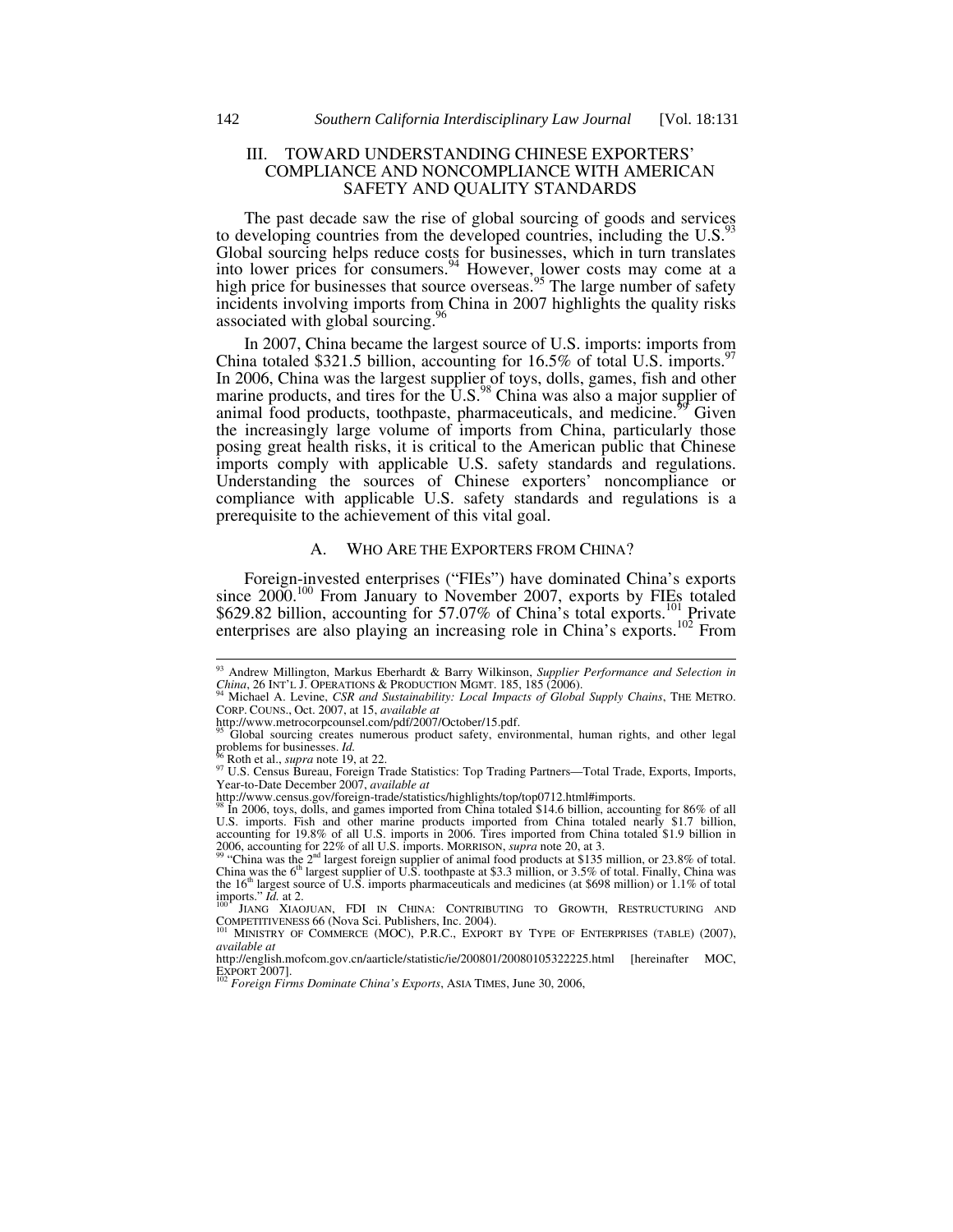## III. TOWARD UNDERSTANDING CHINESE EXPORTERS' COMPLIANCE AND NONCOMPLIANCE WITH AMERICAN SAFETY AND QUALITY STANDARDS

The past decade saw the rise of global sourcing of goods and services to developing countries from the developed countries, including the U.S.[93] Global sourcing helps reduce costs for businesses, which in turn translates into lower prices for consumers.[94] However, lower costs may come at a high price for businesses that source overseas.[95] The large number of safety incidents involving imports from China in 2007 highlights the quality risks associated with global sourcing.[96]

In 2007, China became the largest source of U.S. imports: imports from China totaled $321.5 billion, accounting for 16.5% of total U.S. imports.[97] In 2006, China was the largest supplier of toys, dolls, games, fish and other marine products, and tires for the U.S.[98] China was also a major supplier of animal food products, toothpaste, pharmaceuticals, and medicine.[99] Given the increasingly large volume of imports from China, particularly those posing great health risks, it is critical to the American public that Chinese imports comply with applicable U.S. safety standards and regulations. Understanding the sources of Chinese exporters' noncompliance or compliance with applicable U.S. safety standards and regulations is a prerequisite to the achievement of this vital goal.

### A. WHO ARE THE EXPORTERS FROM CHINA?

Foreign-invested enterprises ("FIEs") have dominated China's exports since 2000.[100] From January to November 2007, exports by FIEs totaled $629.82 billion, accounting for 57.07% of China's total exports.[101] Private enterprises are also playing an increasing role in China's exports.[102] From

---

[93] Andrew Millington, Markus Eberhardt & Barry Wilkinson, *Supplier Performance and Selection in China*, 26 INT'L J. OPERATIONS & PRODUCTION MGMT. 185, 185 (2006).

[94] Michael A. Levine, *CSR and Sustainability: Local Impacts of Global Supply Chains*, THE METRO. CORP. COUNS., Oct. 2007, at 15, *available at* http://www.metrocorpcounsel.com/pdf/2007/October/15.pdf.

[95] Global sourcing creates numerous product safety, environmental, human rights, and other legal problems for businesses. *Id.*

[96] Roth et al., *supra* note 19, at 22.

[97] U.S. Census Bureau, Foreign Trade Statistics: Top Trading Partners—Total Trade, Exports, Imports, Year-to-Date December 2007, *available at* http://www.census.gov/foreign-trade/statistics/highlights/top/top0712.html#imports.

[98] In 2006, toys, dolls, and games imported from China totaled $14.6 billion, accounting for 86% of all U.S. imports. Fish and other marine products imported from China totaled nearly $1.7 billion, accounting for 19.8% of all U.S. imports in 2006. Tires imported from China totaled $1.9 billion in 2006, accounting for 22% of all U.S. imports. MORRISON, *supra* note 20, at 3.

[99] "China was the 2nd largest foreign supplier of animal food products at $135 million, or 23.8% of total. China was the 6th largest supplier of U.S. toothpaste at $3.3 million, or 3.5% of total. Finally, China was the 16th largest source of U.S. imports pharmaceuticals and medicines (at $698 million) or 1.1% of total imports." *Id.* at 2.

[100] JIANG XIAOJUAN, FDI IN CHINA: CONTRIBUTING TO GROWTH, RESTRUCTURING AND COMPETITIVENESS 66 (Nova Sci. Publishers, Inc. 2004).

[101] MINISTRY OF COMMERCE (MOC), P.R.C., EXPORT BY TYPE OF ENTERPRISES (TABLE) (2007), *available at* http://english.mofcom.gov.cn/aarticle/statistic/ie/200801/20080105322225.html [hereinafter MOC, EXPORT 2007].

[102] *Foreign Firms Dominate China's Exports*, ASIA TIMES, June 30, 2006,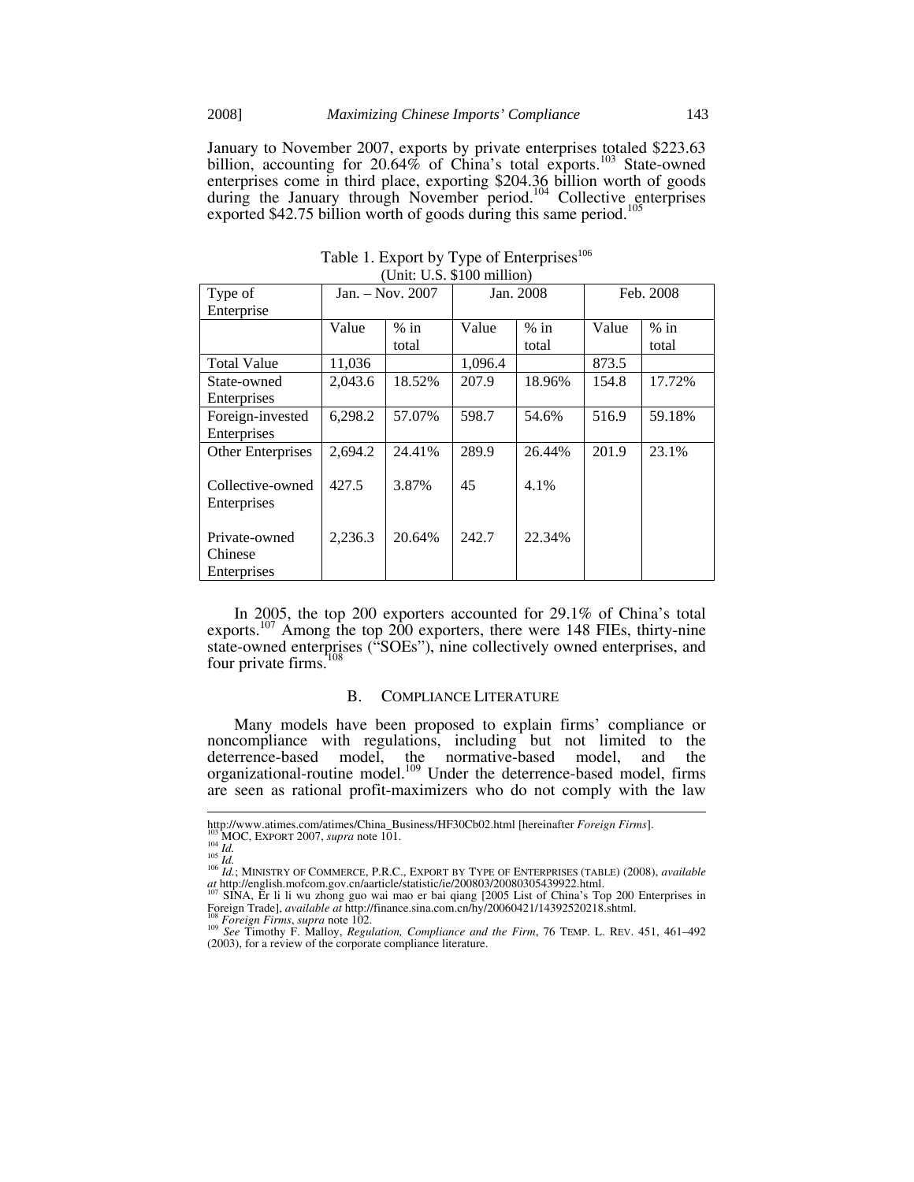January to November 2007, exports by private enterprises totaled $223.63 billion, accounting for 20.64% of China's total exports.[103] State-owned enterprises come in third place, exporting $204.36 billion worth of goods during the January through November period.[104] Collective enterprises exported $42.75 billion worth of goods during this same period.[105]

Table 1. Export by Type of Enterprises[106]
(Unit: U.S. $100 million)

| Type of Enterprise | Jan. – Nov. 2007 | | Jan. 2008 | | Feb. 2008 | |
|---|---|---|---|---|---|---|
| | Value | % in total | Value | % in total | Value | % in total |
| Total Value | 11,036 | | 1,096.4 | | 873.5 | |
| State-owned Enterprises | 2,043.6 | 18.52% | 207.9 | 18.96% | 154.8 | 17.72% |
| Foreign-invested Enterprises | 6,298.2 | 57.07% | 598.7 | 54.6% | 516.9 | 59.18% |
| Other Enterprises | 2,694.2 | 24.41% | 289.9 | 26.44% | 201.9 | 23.1% |
| Collective-owned Enterprises | 427.5 | 3.87% | 45 | 4.1% | | |
| Private-owned Chinese Enterprises | 2,236.3 | 20.64% | 242.7 | 22.34% | | |

In 2005, the top 200 exporters accounted for 29.1% of China's total exports.[107] Among the top 200 exporters, there were 148 FIEs, thirty-nine state-owned enterprises ("SOEs"), nine collectively owned enterprises, and four private firms.[108]

## B. Compliance Literature

Many models have been proposed to explain firms' compliance or noncompliance with regulations, including but not limited to the deterrence-based model, the normative-based model, and the organizational-routine model.[109] Under the deterrence-based model, firms are seen as rational profit-maximizers who do not comply with the law

---

http://www.atimes.com/atimes/China_Business/HF30Cb02.html [hereinafter *Foreign Firms*].

[103] MOC, EXPORT 2007, *supra* note 101.

[104] *Id.*

[105] *Id.*

[106] *Id.*; MINISTRY OF COMMERCE, P.R.C., EXPORT BY TYPE OF ENTERPRISES (TABLE) (2008), *available at* http://english.mofcom.gov.cn/aarticle/statistic/ie/200803/20080305439922.html.

[107] SINA, Er li li wu zhong guo wai mao er bai qiang [2005 List of China's Top 200 Enterprises in Foreign Trade], *available at* http://finance.sina.com.cn/hy/20060421/14392520218.shtml.

[108] *Foreign Firms*, *supra* note 102.

[109] *See* Timothy F. Malloy, *Regulation, Compliance and the Firm*, 76 TEMP. L. REV. 451, 461–492 (2003), for a review of the corporate compliance literature.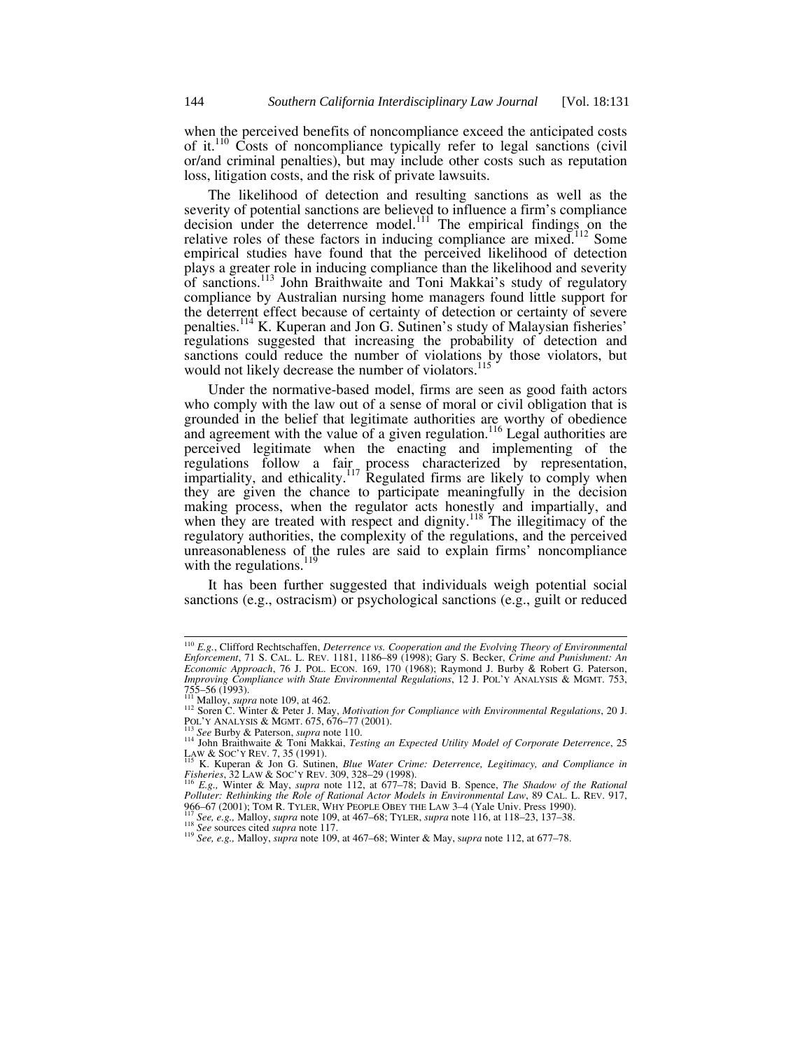when the perceived benefits of noncompliance exceed the anticipated costs of it.[110] Costs of noncompliance typically refer to legal sanctions (civil or/and criminal penalties), but may include other costs such as reputation loss, litigation costs, and the risk of private lawsuits.

The likelihood of detection and resulting sanctions as well as the severity of potential sanctions are believed to influence a firm's compliance decision under the deterrence model.[111] The empirical findings on the relative roles of these factors in inducing compliance are mixed.[112] Some empirical studies have found that the perceived likelihood of detection plays a greater role in inducing compliance than the likelihood and severity of sanctions.[113] John Braithwaite and Toni Makkai's study of regulatory compliance by Australian nursing home managers found little support for the deterrent effect because of certainty of detection or certainty of severe penalties.[114] K. Kuperan and Jon G. Sutinen's study of Malaysian fisheries' regulations suggested that increasing the probability of detection and sanctions could reduce the number of violations by those violators, but would not likely decrease the number of violators.[115]

Under the normative-based model, firms are seen as good faith actors who comply with the law out of a sense of moral or civil obligation that is grounded in the belief that legitimate authorities are worthy of obedience and agreement with the value of a given regulation.[116] Legal authorities are perceived legitimate when the enacting and implementing of the regulations follow a fair process characterized by representation, impartiality, and ethicality.[117] Regulated firms are likely to comply when they are given the chance to participate meaningfully in the decision making process, when the regulator acts honestly and impartially, and when they are treated with respect and dignity.[118] The illegitimacy of the regulatory authorities, the complexity of the regulations, and the perceived unreasonableness of the rules are said to explain firms' noncompliance with the regulations.[119]

It has been further suggested that individuals weigh potential social sanctions (e.g., ostracism) or psychological sanctions (e.g., guilt or reduced

---

[110] *E.g.*, Clifford Rechtschaffen, *Deterrence vs. Cooperation and the Evolving Theory of Environmental Enforcement*, 71 S. CAL. L. REV. 1181, 1186–89 (1998); Gary S. Becker, *Crime and Punishment: An Economic Approach*, 76 J. POL. ECON. 169, 170 (1968); Raymond J. Burby & Robert G. Paterson, *Improving Compliance with State Environmental Regulations*, 12 J. POL'Y ANALYSIS & MGMT. 753, 755–56 (1993).

[111] Malloy, *supra* note 109, at 462.

[112] Soren C. Winter & Peter J. May, *Motivation for Compliance with Environmental Regulations*, 20 J. POL'Y ANALYSIS & MGMT. 675, 676–77 (2001).

[113] *See* Burby & Paterson, *supra* note 110.

[114] John Braithwaite & Toni Makkai, *Testing an Expected Utility Model of Corporate Deterrence*, 25 LAW & SOC'Y REV. 7, 35 (1991).

[115] K. Kuperan & Jon G. Sutinen, *Blue Water Crime: Deterrence, Legitimacy, and Compliance in Fisheries*, 32 LAW & SOC'Y REV. 309, 328–29 (1998).

[116] *E.g.,* Winter & May, *supra* note 112, at 677–78; David B. Spence, *The Shadow of the Rational Polluter: Rethinking the Role of Rational Actor Models in Environmental Law*, 89 CAL. L. REV. 917, 966–67 (2001); TOM R. TYLER, WHY PEOPLE OBEY THE LAW 3–4 (Yale Univ. Press 1990).

[117] *See, e.g.,* Malloy, *supra* note 109, at 467–68; TYLER, *supra* note 116, at 118–23, 137–38.

[118] *See* sources cited *supra* note 117.

[119] *See, e.g.,* Malloy, *supra* note 109, at 467–68; Winter & May, *supra* note 112, at 677–78.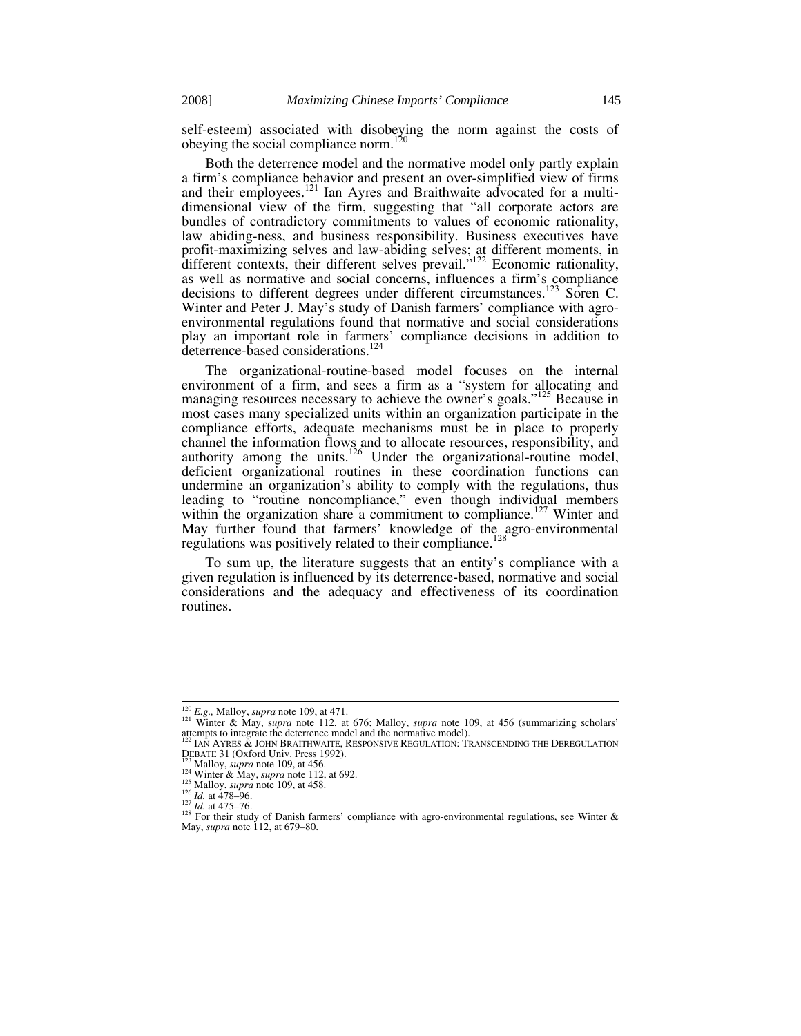self-esteem) associated with disobeying the norm against the costs of obeying the social compliance norm.[120]

Both the deterrence model and the normative model only partly explain a firm's compliance behavior and present an over-simplified view of firms and their employees.[121] Ian Ayres and Braithwaite advocated for a multi-dimensional view of the firm, suggesting that "all corporate actors are bundles of contradictory commitments to values of economic rationality, law abiding-ness, and business responsibility. Business executives have profit-maximizing selves and law-abiding selves; at different moments, in different contexts, their different selves prevail."[122] Economic rationality, as well as normative and social concerns, influences a firm's compliance decisions to different degrees under different circumstances.[123] Soren C. Winter and Peter J. May's study of Danish farmers' compliance with agro-environmental regulations found that normative and social considerations play an important role in farmers' compliance decisions in addition to deterrence-based considerations.[124]

The organizational-routine-based model focuses on the internal environment of a firm, and sees a firm as a "system for allocating and managing resources necessary to achieve the owner's goals."[125] Because in most cases many specialized units within an organization participate in the compliance efforts, adequate mechanisms must be in place to properly channel the information flows and to allocate resources, responsibility, and authority among the units.[126] Under the organizational-routine model, deficient organizational routines in these coordination functions can undermine an organization's ability to comply with the regulations, thus leading to "routine noncompliance," even though individual members within the organization share a commitment to compliance.[127] Winter and May further found that farmers' knowledge of the agro-environmental regulations was positively related to their compliance.[128]

To sum up, the literature suggests that an entity's compliance with a given regulation is influenced by its deterrence-based, normative and social considerations and the adequacy and effectiveness of its coordination routines.

---

[120] *E.g.,* Malloy, *supra* note 109, at 471.

[121] Winter & May, *supra* note 112, at 676; Malloy, *supra* note 109, at 456 (summarizing scholars' attempts to integrate the deterrence model and the normative model).

[122] IAN AYRES & JOHN BRAITHWAITE, RESPONSIVE REGULATION: TRANSCENDING THE DEREGULATION DEBATE 31 (Oxford Univ. Press 1992).

[123] Malloy, *supra* note 109, at 456.

[124] Winter & May, *supra* note 112, at 692.

[125] Malloy, *supra* note 109, at 458.

[126] *Id.* at 478–96.

[127] *Id.* at 475–76.

[128] For their study of Danish farmers' compliance with agro-environmental regulations, see Winter & May, *supra* note 112, at 679–80.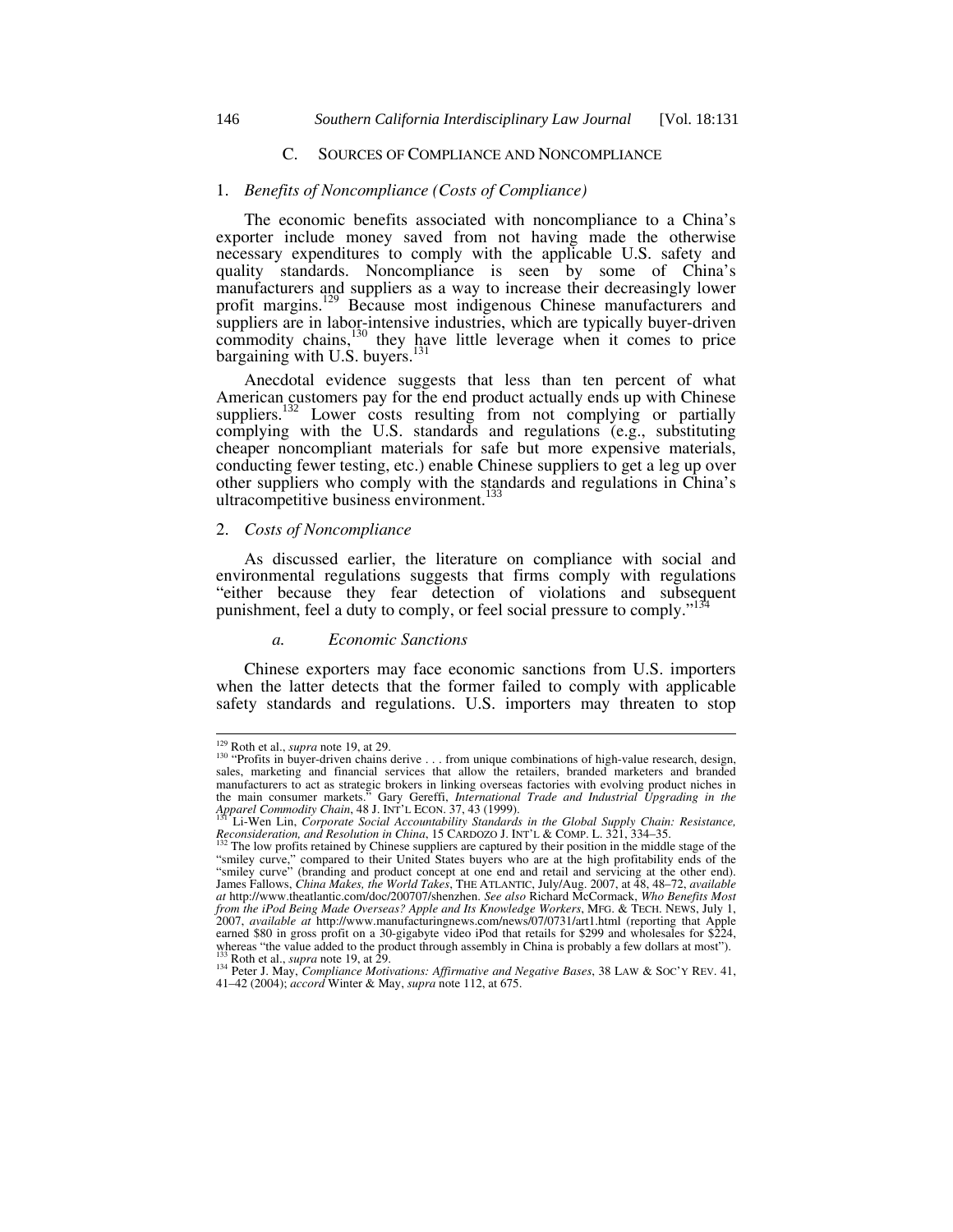## C. SOURCES OF COMPLIANCE AND NONCOMPLIANCE

### 1. *Benefits of Noncompliance (Costs of Compliance)*

The economic benefits associated with noncompliance to a China's exporter include money saved from not having made the otherwise necessary expenditures to comply with the applicable U.S. safety and quality standards. Noncompliance is seen by some of China's manufacturers and suppliers as a way to increase their decreasingly lower profit margins.[129] Because most indigenous Chinese manufacturers and suppliers are in labor-intensive industries, which are typically buyer-driven commodity chains,[130] they have little leverage when it comes to price bargaining with U.S. buyers.[131]

Anecdotal evidence suggests that less than ten percent of what American customers pay for the end product actually ends up with Chinese suppliers.[132] Lower costs resulting from not complying or partially complying with the U.S. standards and regulations (e.g., substituting cheaper noncompliant materials for safe but more expensive materials, conducting fewer testing, etc.) enable Chinese suppliers to get a leg up over other suppliers who comply with the standards and regulations in China's ultracompetitive business environment.[133]

### 2. *Costs of Noncompliance*

As discussed earlier, the literature on compliance with social and environmental regulations suggests that firms comply with regulations "either because they fear detection of violations and subsequent punishment, feel a duty to comply, or feel social pressure to comply."[134]

#### *a. Economic Sanctions*

Chinese exporters may face economic sanctions from U.S. importers when the latter detects that the former failed to comply with applicable safety standards and regulations. U.S. importers may threaten to stop

---

[129] Roth et al., *supra* note 19, at 29.

[130] "Profits in buyer-driven chains derive . . . from unique combinations of high-value research, design, sales, marketing and financial services that allow the retailers, branded marketers and branded manufacturers to act as strategic brokers in linking overseas factories with evolving product niches in the main consumer markets." Gary Gereffi, *International Trade and Industrial Upgrading in the Apparel Commodity Chain*, 48 J. INT'L ECON. 37, 43 (1999).

[131] Li-Wen Lin, *Corporate Social Accountability Standards in the Global Supply Chain: Resistance, Reconsideration, and Resolution in China*, 15 CARDOZO J. INT'L & COMP. L. 321, 334–35.

[132] The low profits retained by Chinese suppliers are captured by their position in the middle stage of the "smiley curve," compared to their United States buyers who are at the high profitability ends of the "smiley curve" (branding and product concept at one end and retail and servicing at the other end). James Fallows, *China Makes, the World Takes*, THE ATLANTIC, July/Aug. 2007, at 48, 48–72, *available at* http://www.theatlantic.com/doc/200707/shenzhen. *See also* Richard McCormack, *Who Benefits Most from the iPod Being Made Overseas? Apple and Its Knowledge Workers*, MFG. & TECH. NEWS, July 1, 2007, *available at* http://www.manufacturingnews.com/news/07/0731/art1.html (reporting that Apple earned $80 in gross profit on a 30-gigabyte video iPod that retails for $299 and wholesales for $224, whereas "the value added to the product through assembly in China is probably a few dollars at most").

[133] Roth et al., *supra* note 19, at 29.

[134] Peter J. May, *Compliance Motivations: Affirmative and Negative Bases*, 38 LAW & SOC'Y REV. 41, 41–42 (2004); *accord* Winter & May, *supra* note 112, at 675.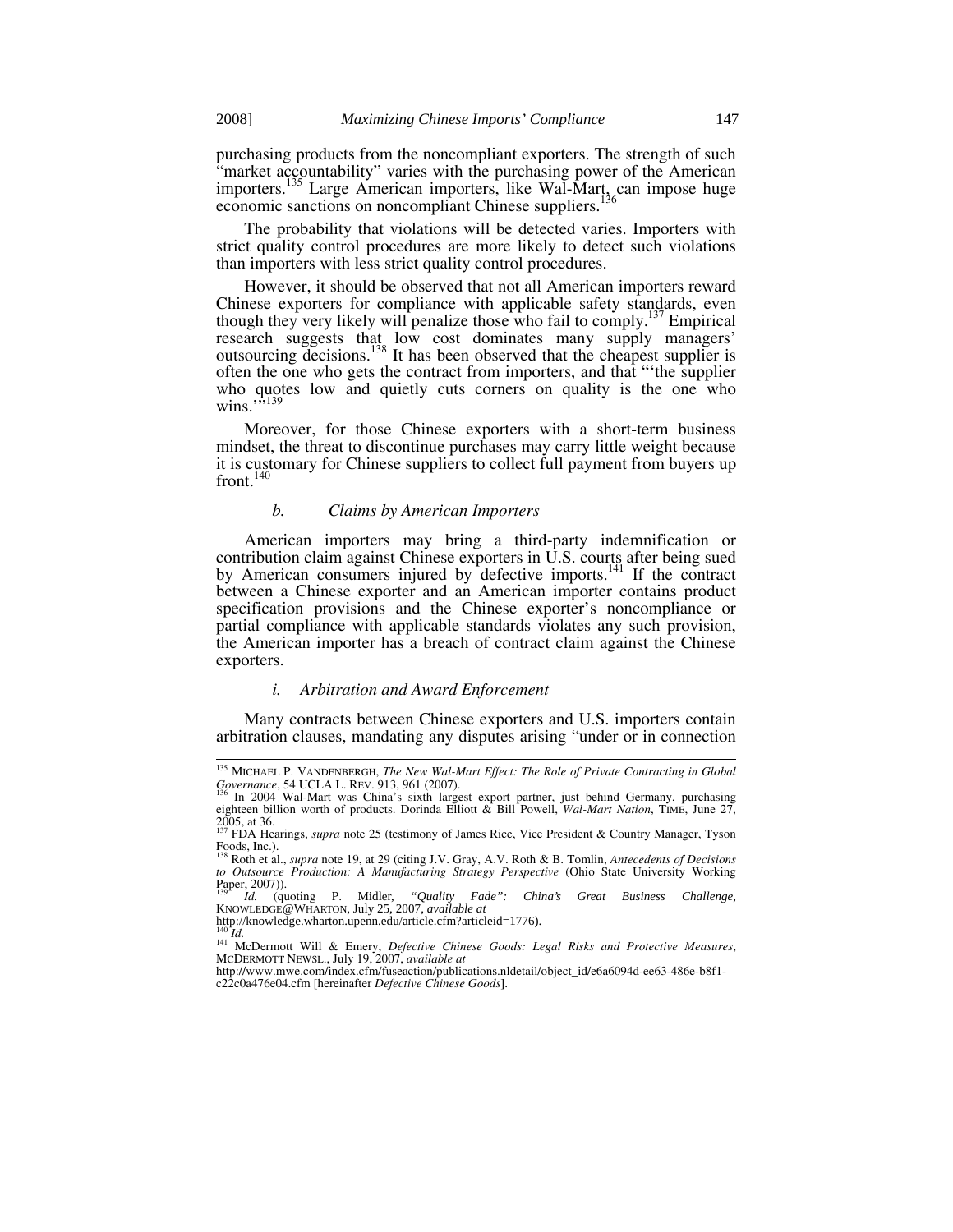purchasing products from the noncompliant exporters. The strength of such "market accountability" varies with the purchasing power of the American importers.[135] Large American importers, like Wal-Mart, can impose huge economic sanctions on noncompliant Chinese suppliers.[136]

The probability that violations will be detected varies. Importers with strict quality control procedures are more likely to detect such violations than importers with less strict quality control procedures.

However, it should be observed that not all American importers reward Chinese exporters for compliance with applicable safety standards, even though they very likely will penalize those who fail to comply.[137] Empirical research suggests that low cost dominates many supply managers' outsourcing decisions.[138] It has been observed that the cheapest supplier is often the one who gets the contract from importers, and that "'the supplier who quotes low and quietly cuts corners on quality is the one who wins.'"[139]

Moreover, for those Chinese exporters with a short-term business mindset, the threat to discontinue purchases may carry little weight because it is customary for Chinese suppliers to collect full payment from buyers up front.[140]

### *b. Claims by American Importers*

American importers may bring a third-party indemnification or contribution claim against Chinese exporters in U.S. courts after being sued by American consumers injured by defective imports.[141] If the contract between a Chinese exporter and an American importer contains product specification provisions and the Chinese exporter's noncompliance or partial compliance with applicable standards violates any such provision, the American importer has a breach of contract claim against the Chinese exporters.

#### *i. Arbitration and Award Enforcement*

Many contracts between Chinese exporters and U.S. importers contain arbitration clauses, mandating any disputes arising "under or in connection

---

[135] MICHAEL P. VANDENBERGH, *The New Wal-Mart Effect: The Role of Private Contracting in Global Governance*, 54 UCLA L. REV. 913, 961 (2007).

[136] In 2004 Wal-Mart was China's sixth largest export partner, just behind Germany, purchasing eighteen billion worth of products. Dorinda Elliott & Bill Powell, *Wal-Mart Nation*, TIME, June 27, 2005, at 36.

[137] FDA Hearings, *supra* note 25 (testimony of James Rice, Vice President & Country Manager, Tyson Foods, Inc.).

[138] Roth et al., *supra* note 19, at 29 (citing J.V. Gray, A.V. Roth & B. Tomlin, *Antecedents of Decisions to Outsource Production: A Manufacturing Strategy Perspective* (Ohio State University Working Paper, 2007)).

[139] *Id.* (quoting P. Midler, *"Quality Fade": China's Great Business Challenge*, KNOWLEDGE@WHARTON, July 25, 2007, *available at* http://knowledge.wharton.upenn.edu/article.cfm?articleid=1776).

[140] *Id.*

[141] McDermott Will & Emery, *Defective Chinese Goods: Legal Risks and Protective Measures*, MCDERMOTT NEWSL., July 19, 2007, *available at* http://www.mwe.com/index.cfm/fuseaction/publications.nldetail/object_id/e6a6094d-ee63-486e-b8f1-c22c0a476e04.cfm [hereinafter *Defective Chinese Goods*].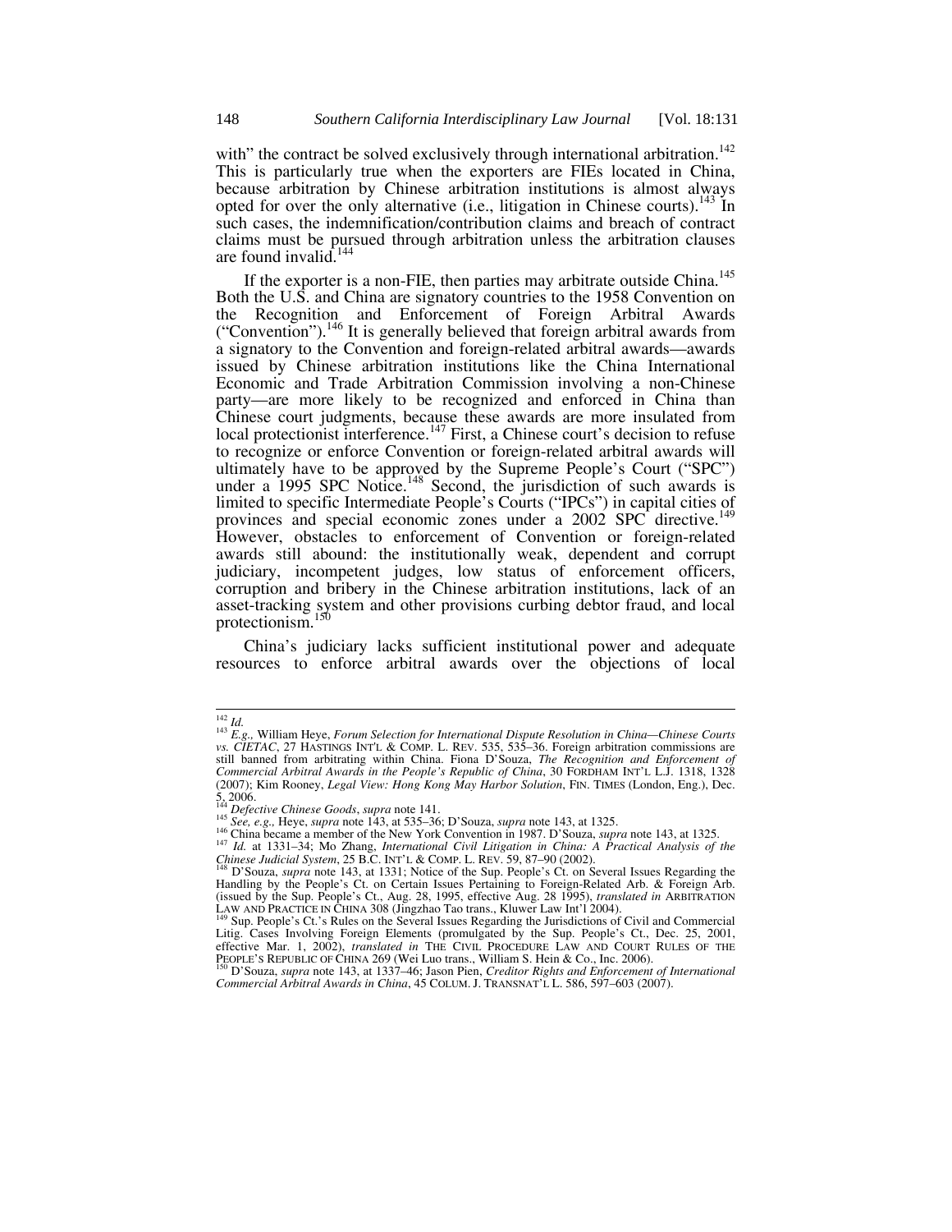with" the contract be solved exclusively through international arbitration.[142] This is particularly true when the exporters are FIEs located in China, because arbitration by Chinese arbitration institutions is almost always opted for over the only alternative (i.e., litigation in Chinese courts).[143] In such cases, the indemnification/contribution claims and breach of contract claims must be pursued through arbitration unless the arbitration clauses are found invalid.[144]

If the exporter is a non-FIE, then parties may arbitrate outside China.[145] Both the U.S. and China are signatory countries to the 1958 Convention on the Recognition and Enforcement of Foreign Arbitral Awards ("Convention").[146] It is generally believed that foreign arbitral awards from a signatory to the Convention and foreign-related arbitral awards—awards issued by Chinese arbitration institutions like the China International Economic and Trade Arbitration Commission involving a non-Chinese party—are more likely to be recognized and enforced in China than Chinese court judgments, because these awards are more insulated from local protectionist interference.[147] First, a Chinese court's decision to refuse to recognize or enforce Convention or foreign-related arbitral awards will ultimately have to be approved by the Supreme People's Court ("SPC") under a 1995 SPC Notice.[148] Second, the jurisdiction of such awards is limited to specific Intermediate People's Courts ("IPCs") in capital cities of provinces and special economic zones under a 2002 SPC directive.[149] However, obstacles to enforcement of Convention or foreign-related awards still abound: the institutionally weak, dependent and corrupt judiciary, incompetent judges, low status of enforcement officers, corruption and bribery in the Chinese arbitration institutions, lack of an asset-tracking system and other provisions curbing debtor fraud, and local protectionism.[150]

China's judiciary lacks sufficient institutional power and adequate resources to enforce arbitral awards over the objections of local

---

[142] *Id.*

[143] *E.g.,* William Heye, *Forum Selection for International Dispute Resolution in China—Chinese Courts vs. CIETAC*, 27 HASTINGS INT'L & COMP. L. REV. 535, 535–36. Foreign arbitration commissions are still banned from arbitrating within China. Fiona D'Souza, *The Recognition and Enforcement of Commercial Arbitral Awards in the People's Republic of China*, 30 FORDHAM INT'L L.J. 1318, 1328 (2007); Kim Rooney, *Legal View: Hong Kong May Harbor Solution*, FIN. TIMES (London, Eng.), Dec. 5, 2006.

[144] *Defective Chinese Goods*, *supra* note 141.

[145] *See, e.g.,* Heye, *supra* note 143, at 535–36; D'Souza, *supra* note 143, at 1325.

[146] China became a member of the New York Convention in 1987. D'Souza, *supra* note 143, at 1325.

[147] *Id.* at 1331–34; Mo Zhang, *International Civil Litigation in China: A Practical Analysis of the Chinese Judicial System*, 25 B.C. INT'L & COMP. L. REV. 59, 87–90 (2002).

[148] D'Souza, *supra* note 143, at 1331; Notice of the Sup. People's Ct. on Several Issues Regarding the Handling by the People's Ct. on Certain Issues Pertaining to Foreign-Related Arb. & Foreign Arb. (issued by the Sup. People's Ct., Aug. 28, 1995, effective Aug. 28 1995), *translated in* ARBITRATION LAW AND PRACTICE IN CHINA 308 (Jingzhao Tao trans., Kluwer Law Int'l 2004).

[149] Sup. People's Ct.'s Rules on the Several Issues Regarding the Jurisdictions of Civil and Commercial Litig. Cases Involving Foreign Elements (promulgated by the Sup. People's Ct., Dec. 25, 2001, effective Mar. 1, 2002), *translated in* THE CIVIL PROCEDURE LAW AND COURT RULES OF THE PEOPLE'S REPUBLIC OF CHINA 269 (Wei Luo trans., William S. Hein & Co., Inc. 2006).

[150] D'Souza, *supra* note 143, at 1337–46; Jason Pien, *Creditor Rights and Enforcement of International Commercial Arbitral Awards in China*, 45 COLUM. J. TRANSNAT'L L. 586, 597–603 (2007).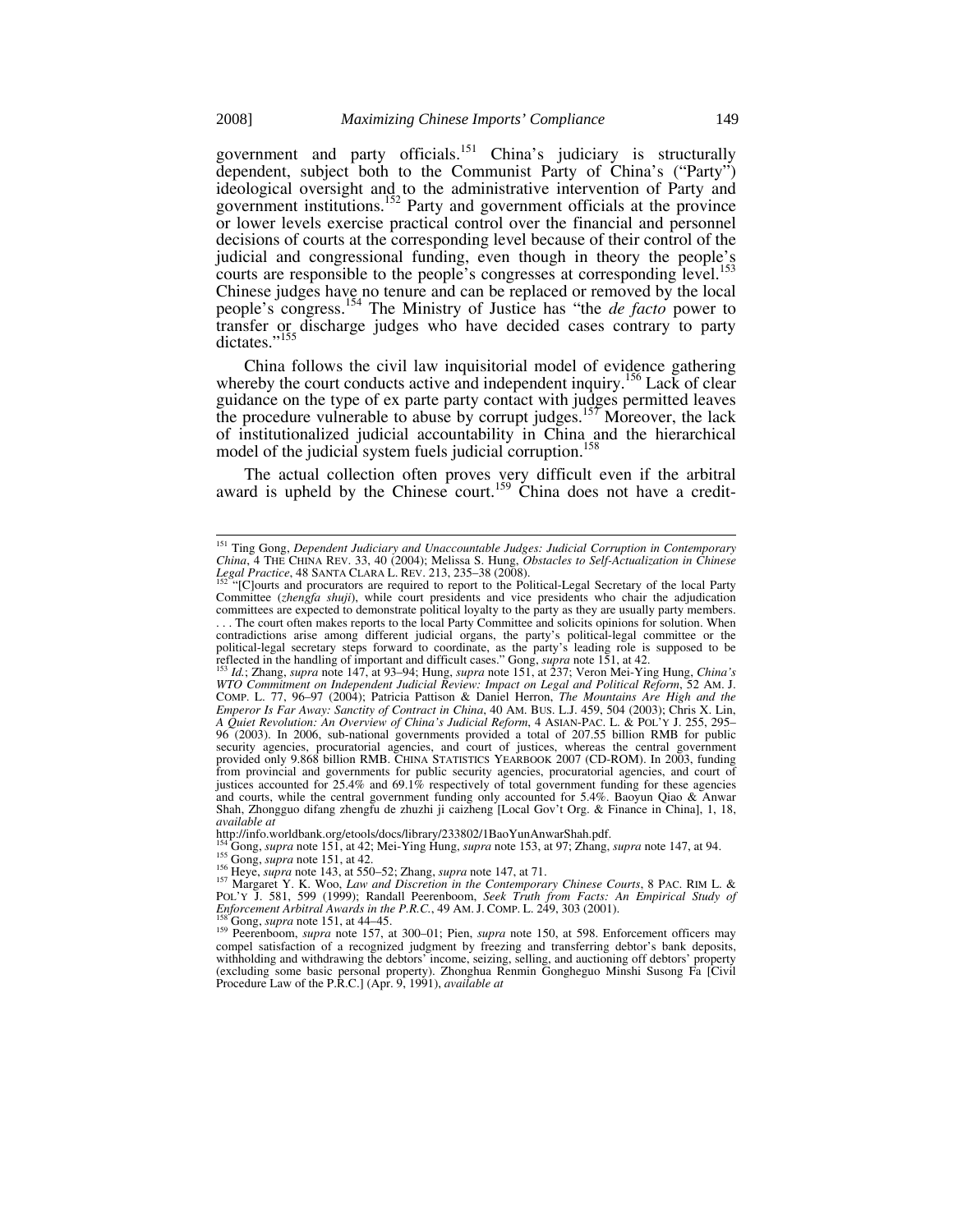government and party officials.[151] China's judiciary is structurally dependent, subject both to the Communist Party of China's ("Party") ideological oversight and to the administrative intervention of Party and government institutions.[152] Party and government officials at the province or lower levels exercise practical control over the financial and personnel decisions of courts at the corresponding level because of their control of the judicial and congressional funding, even though in theory the people's courts are responsible to the people's congresses at corresponding level.[153] Chinese judges have no tenure and can be replaced or removed by the local people's congress.[154] The Ministry of Justice has "the *de facto* power to transfer or discharge judges who have decided cases contrary to party dictates."[155]

China follows the civil law inquisitorial model of evidence gathering whereby the court conducts active and independent inquiry.[156] Lack of clear guidance on the type of ex parte party contact with judges permitted leaves the procedure vulnerable to abuse by corrupt judges.[157] Moreover, the lack of institutionalized judicial accountability in China and the hierarchical model of the judicial system fuels judicial corruption.[158]

The actual collection often proves very difficult even if the arbitral award is upheld by the Chinese court.[159] China does not have a credit-

---

[151] Ting Gong, *Dependent Judiciary and Unaccountable Judges: Judicial Corruption in Contemporary China*, 4 THE CHINA REV. 33, 40 (2004); Melissa S. Hung, *Obstacles to Self-Actualization in Chinese Legal Practice*, 48 SANTA CLARA L. REV. 213, 235–38 (2008).

[152] "[C]ourts and procurators are required to report to the Political-Legal Secretary of the local Party Committee (*zhengfa shuji*), while court presidents and vice presidents who chair the adjudication committees are expected to demonstrate political loyalty to the party as they are usually party members. . . . The court often makes reports to the local Party Committee and solicits opinions for solution. When contradictions arise among different judicial organs, the party's political-legal committee or the political-legal secretary steps forward to coordinate, as the party's leading role is supposed to be reflected in the handling of important and difficult cases." Gong, *supra* note 151, at 42.

[153] *Id.*; Zhang, *supra* note 147, at 93–94; Hung, *supra* note 151, at 237; Veron Mei-Ying Hung, *China's WTO Commitment on Independent Judicial Review: Impact on Legal and Political Reform*, 52 AM. J. COMP. L. 77, 96–97 (2004); Patricia Pattison & Daniel Herron, *The Mountains Are High and the Emperor Is Far Away: Sanctity of Contract in China*, 40 AM. BUS. L.J. 459, 504 (2003); Chris X. Lin, *A Quiet Revolution: An Overview of China's Judicial Reform*, 4 ASIAN-PAC. L. & POL'Y J. 255, 295–96 (2003). In 2006, sub-national governments provided a total of 207.55 billion RMB for public security agencies, procuratorial agencies, and court of justices, whereas the central government provided only 9.868 billion RMB. CHINA STATISTICS YEARBOOK 2007 (CD-ROM). In 2003, funding from provincial and governments for public security agencies, procuratorial agencies, and court of justices accounted for 25.4% and 69.1% respectively of total government funding for these agencies and courts, while the central government funding only accounted for 5.4%. Baoyun Qiao & Anwar Shah, Zhongguo difang zhengfu de zhuzhi ji caizheng [Local Gov't Org. & Finance in China], 1, 18, *available at* http://info.worldbank.org/etools/docs/library/233802/1BaoYunAnwarShah.pdf.

[154] Gong, *supra* note 151, at 42; Mei-Ying Hung, *supra* note 153, at 97; Zhang, *supra* note 147, at 94.

[155] Gong, *supra* note 151, at 42.

[156] Heye, *supra* note 143, at 550–52; Zhang, *supra* note 147, at 71.

[157] Margaret Y. K. Woo, *Law and Discretion in the Contemporary Chinese Courts*, 8 PAC. RIM L. & POL'Y J. 581, 599 (1999); Randall Peerenboom, *Seek Truth from Facts: An Empirical Study of Enforcement Arbitral Awards in the P.R.C.*, 49 AM. J. COMP. L. 249, 303 (2001).

[158] Gong, *supra* note 151, at 44–45.

[159] Peerenboom, *supra* note 157, at 300–01; Pien, *supra* note 150, at 598. Enforcement officers may compel satisfaction of a recognized judgment by freezing and transferring debtor's bank deposits, withholding and withdrawing the debtors' income, seizing, selling, and auctioning off debtors' property (excluding some basic personal property). Zhonghua Renmin Gongheguo Minshi Susong Fa [Civil Procedure Law of the P.R.C.] (Apr. 9, 1991), *available at*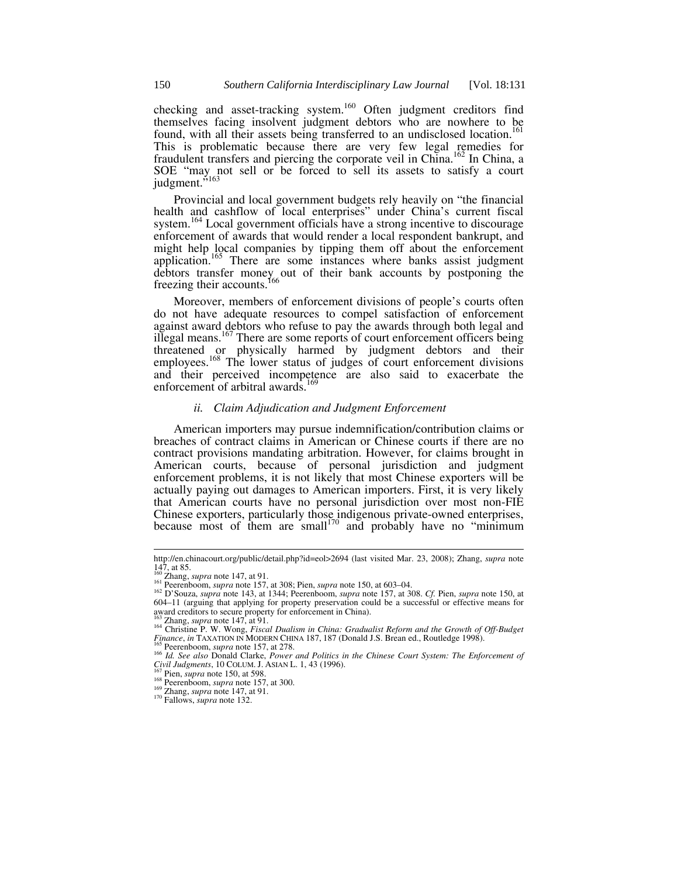checking and asset-tracking system.[160] Often judgment creditors find themselves facing insolvent judgment debtors who are nowhere to be found, with all their assets being transferred to an undisclosed location.[161] This is problematic because there are very few legal remedies for fraudulent transfers and piercing the corporate veil in China.[162] In China, a SOE "may not sell or be forced to sell its assets to satisfy a court judgment."[163]

Provincial and local government budgets rely heavily on "the financial health and cashflow of local enterprises" under China's current fiscal system.[164] Local government officials have a strong incentive to discourage enforcement of awards that would render a local respondent bankrupt, and might help local companies by tipping them off about the enforcement application.[165] There are some instances where banks assist judgment debtors transfer money out of their bank accounts by postponing the freezing their accounts.[166]

Moreover, members of enforcement divisions of people's courts often do not have adequate resources to compel satisfaction of enforcement against award debtors who refuse to pay the awards through both legal and illegal means.[167] There are some reports of court enforcement officers being threatened or physically harmed by judgment debtors and their employees.[168] The lower status of judges of court enforcement divisions and their perceived incompetence are also said to exacerbate the enforcement of arbitral awards.[169]

### *ii. Claim Adjudication and Judgment Enforcement*

American importers may pursue indemnification/contribution claims or breaches of contract claims in American or Chinese courts if there are no contract provisions mandating arbitration. However, for claims brought in American courts, because of personal jurisdiction and judgment enforcement problems, it is not likely that most Chinese exporters will be actually paying out damages to American importers. First, it is very likely that American courts have no personal jurisdiction over most non-FIE Chinese exporters, particularly those indigenous private-owned enterprises, because most of them are small[170] and probably have no "minimum

---

http://en.chinacourt.org/public/detail.php?id=eol>2694 (last visited Mar. 23, 2008); Zhang, *supra* note 147, at 85.

[160] Zhang, *supra* note 147, at 91.

[161] Peerenboom, *supra* note 157, at 308; Pien, *supra* note 150, at 603–04.

[162] D'Souza, *supra* note 143, at 1344; Peerenboom, *supra* note 157, at 308. *Cf.* Pien, *supra* note 150, at 604–11 (arguing that applying for property preservation could be a successful or effective means for award creditors to secure property for enforcement in China).

[163] Zhang, *supra* note 147, at 91.

[164] Christine P. W. Wong, *Fiscal Dualism in China: Gradualist Reform and the Growth of Off-Budget Finance*, *in* TAXATION IN MODERN CHINA 187, 187 (Donald J.S. Brean ed., Routledge 1998).

[165] Peerenboom, *supra* note 157, at 278.

[166] *Id. See also* Donald Clarke, *Power and Politics in the Chinese Court System: The Enforcement of Civil Judgments*, 10 COLUM. J. ASIAN L. 1, 43 (1996).

[167] Pien, *supra* note 150, at 598.

[168] Peerenboom, *supra* note 157, at 300.

[169] Zhang, *supra* note 147, at 91.

[170] Fallows, *supra* note 132.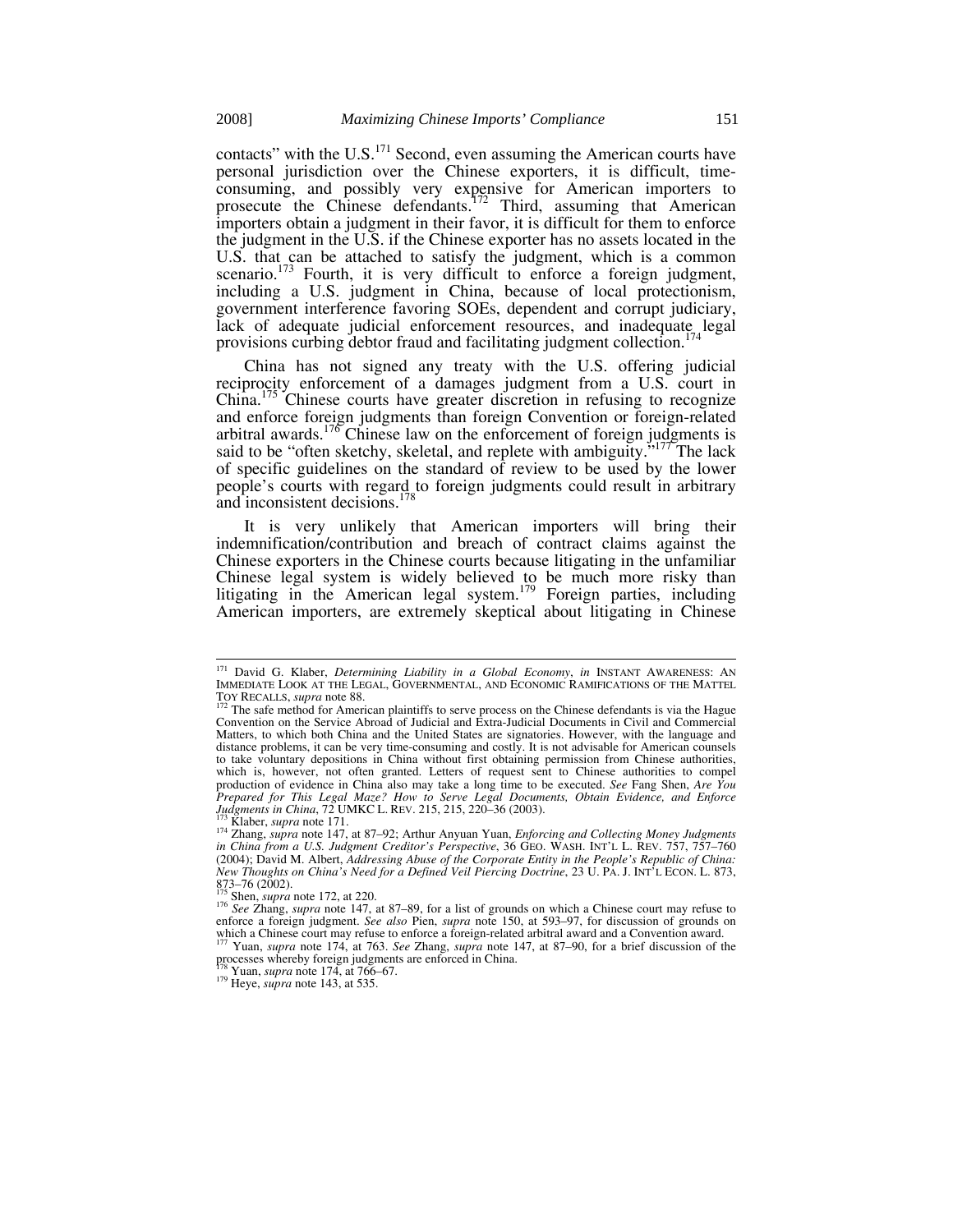contacts" with the U.S.[171] Second, even assuming the American courts have personal jurisdiction over the Chinese exporters, it is difficult, time-consuming, and possibly very expensive for American importers to prosecute the Chinese defendants.[172] Third, assuming that American importers obtain a judgment in their favor, it is difficult for them to enforce the judgment in the U.S. if the Chinese exporter has no assets located in the U.S. that can be attached to satisfy the judgment, which is a common scenario.[173] Fourth, it is very difficult to enforce a foreign judgment, including a U.S. judgment in China, because of local protectionism, government interference favoring SOEs, dependent and corrupt judiciary, lack of adequate judicial enforcement resources, and inadequate legal provisions curbing debtor fraud and facilitating judgment collection.[174]

China has not signed any treaty with the U.S. offering judicial reciprocity enforcement of a damages judgment from a U.S. court in China.[175] Chinese courts have greater discretion in refusing to recognize and enforce foreign judgments than foreign Convention or foreign-related arbitral awards.[176] Chinese law on the enforcement of foreign judgments is said to be "often sketchy, skeletal, and replete with ambiguity."[177] The lack of specific guidelines on the standard of review to be used by the lower people's courts with regard to foreign judgments could result in arbitrary and inconsistent decisions.[178]

It is very unlikely that American importers will bring their indemnification/contribution and breach of contract claims against the Chinese exporters in the Chinese courts because litigating in the unfamiliar Chinese legal system is widely believed to be much more risky than litigating in the American legal system.[179] Foreign parties, including American importers, are extremely skeptical about litigating in Chinese

---

[171] David G. Klaber, *Determining Liability in a Global Economy*, *in* INSTANT AWARENESS: AN IMMEDIATE LOOK AT THE LEGAL, GOVERNMENTAL, AND ECONOMIC RAMIFICATIONS OF THE MATTEL TOY RECALLS, *supra* note 88.

[172] The safe method for American plaintiffs to serve process on the Chinese defendants is via the Hague Convention on the Service Abroad of Judicial and Extra-Judicial Documents in Civil and Commercial Matters, to which both China and the United States are signatories. However, with the language and distance problems, it can be very time-consuming and costly. It is not advisable for American counsels to take voluntary depositions in China without first obtaining permission from Chinese authorities, which is, however, not often granted. Letters of request sent to Chinese authorities to compel production of evidence in China also may take a long time to be executed. *See* Fang Shen, *Are You Prepared for This Legal Maze? How to Serve Legal Documents, Obtain Evidence, and Enforce Judgments in China*, 72 UMKC L. REV. 215, 215, 220–36 (2003).

[173] Klaber, *supra* note 171.

[174] Zhang, *supra* note 147, at 87–92; Arthur Anyuan Yuan, *Enforcing and Collecting Money Judgments in China from a U.S. Judgment Creditor's Perspective*, 36 GEO. WASH. INT'L L. REV. 757, 757–760 (2004); David M. Albert, *Addressing Abuse of the Corporate Entity in the People's Republic of China: New Thoughts on China's Need for a Defined Veil Piercing Doctrine*, 23 U. PA. J. INT'L ECON. L. 873, 873–76 (2002).

[175] Shen, *supra* note 172, at 220.

[176] *See* Zhang, *supra* note 147, at 87–89, for a list of grounds on which a Chinese court may refuse to enforce a foreign judgment. *See also* Pien, *supra* note 150, at 593–97, for discussion of grounds on which a Chinese court may refuse to enforce a foreign-related arbitral award and a Convention award.

[177] Yuan, *supra* note 174, at 763. *See* Zhang, *supra* note 147, at 87–90, for a brief discussion of the processes whereby foreign judgments are enforced in China.

[178] Yuan, *supra* note 174, at 766–67.

[179] Heye, *supra* note 143, at 535.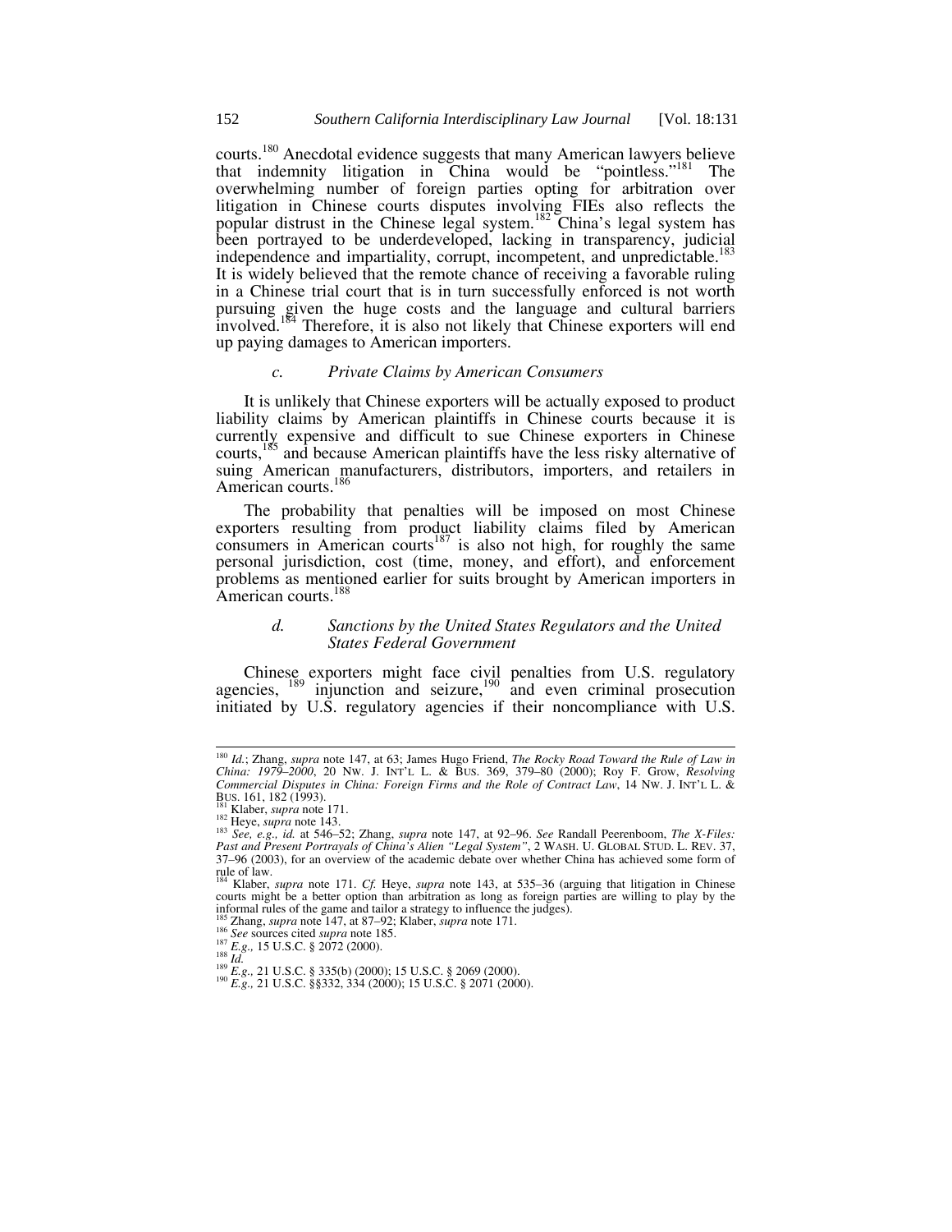courts.[180] Anecdotal evidence suggests that many American lawyers believe that indemnity litigation in China would be "pointless."[181] The overwhelming number of foreign parties opting for arbitration over litigation in Chinese courts disputes involving FIEs also reflects the popular distrust in the Chinese legal system.[182] China's legal system has been portrayed to be underdeveloped, lacking in transparency, judicial independence and impartiality, corrupt, incompetent, and unpredictable.[183] It is widely believed that the remote chance of receiving a favorable ruling in a Chinese trial court that is in turn successfully enforced is not worth pursuing given the huge costs and the language and cultural barriers involved.[184] Therefore, it is also not likely that Chinese exporters will end up paying damages to American importers.

#### *c. Private Claims by American Consumers*

It is unlikely that Chinese exporters will be actually exposed to product liability claims by American plaintiffs in Chinese courts because it is currently expensive and difficult to sue Chinese exporters in Chinese courts,[185] and because American plaintiffs have the less risky alternative of suing American manufacturers, distributors, importers, and retailers in American courts.[186]

The probability that penalties will be imposed on most Chinese exporters resulting from product liability claims filed by American consumers in American courts[187] is also not high, for roughly the same personal jurisdiction, cost (time, money, and effort), and enforcement problems as mentioned earlier for suits brought by American importers in American courts.[188]

#### *d. Sanctions by the United States Regulators and the United States Federal Government*

Chinese exporters might face civil penalties from U.S. regulatory agencies,[189] injunction and seizure,[190] and even criminal prosecution initiated by U.S. regulatory agencies if their noncompliance with U.S.

---

[180] *Id.*; Zhang, *supra* note 147, at 63; James Hugo Friend, *The Rocky Road Toward the Rule of Law in China: 1979–2000*, 20 NW. J. INT'L L. & BUS. 369, 379–80 (2000); Roy F. Grow, *Resolving Commercial Disputes in China: Foreign Firms and the Role of Contract Law*, 14 NW. J. INT'L L. & BUS. 161, 182 (1993).

[181] Klaber, *supra* note 171.

[182] Heye, *supra* note 143.

[183] *See, e.g., id.* at 546–52; Zhang, *supra* note 147, at 92–96. *See* Randall Peerenboom, *The X-Files: Past and Present Portrayals of China's Alien "Legal System"*, 2 WASH. U. GLOBAL STUD. L. REV. 37, 37–96 (2003), for an overview of the academic debate over whether China has achieved some form of rule of law.

[184] Klaber, *supra* note 171. *Cf.* Heye, *supra* note 143, at 535–36 (arguing that litigation in Chinese courts might be a better option than arbitration as long as foreign parties are willing to play by the informal rules of the game and tailor a strategy to influence the judges).

[185] Zhang, *supra* note 147, at 87–92; Klaber, *supra* note 171.

[186] *See* sources cited *supra* note 185.

[187] *E.g.,* 15 U.S.C. § 2072 (2000).

[188] *Id.*

[189] *E.g.,* 21 U.S.C. § 335(b) (2000); 15 U.S.C. § 2069 (2000).

[190] *E.g.,* 21 U.S.C. §§332, 334 (2000); 15 U.S.C. § 2071 (2000).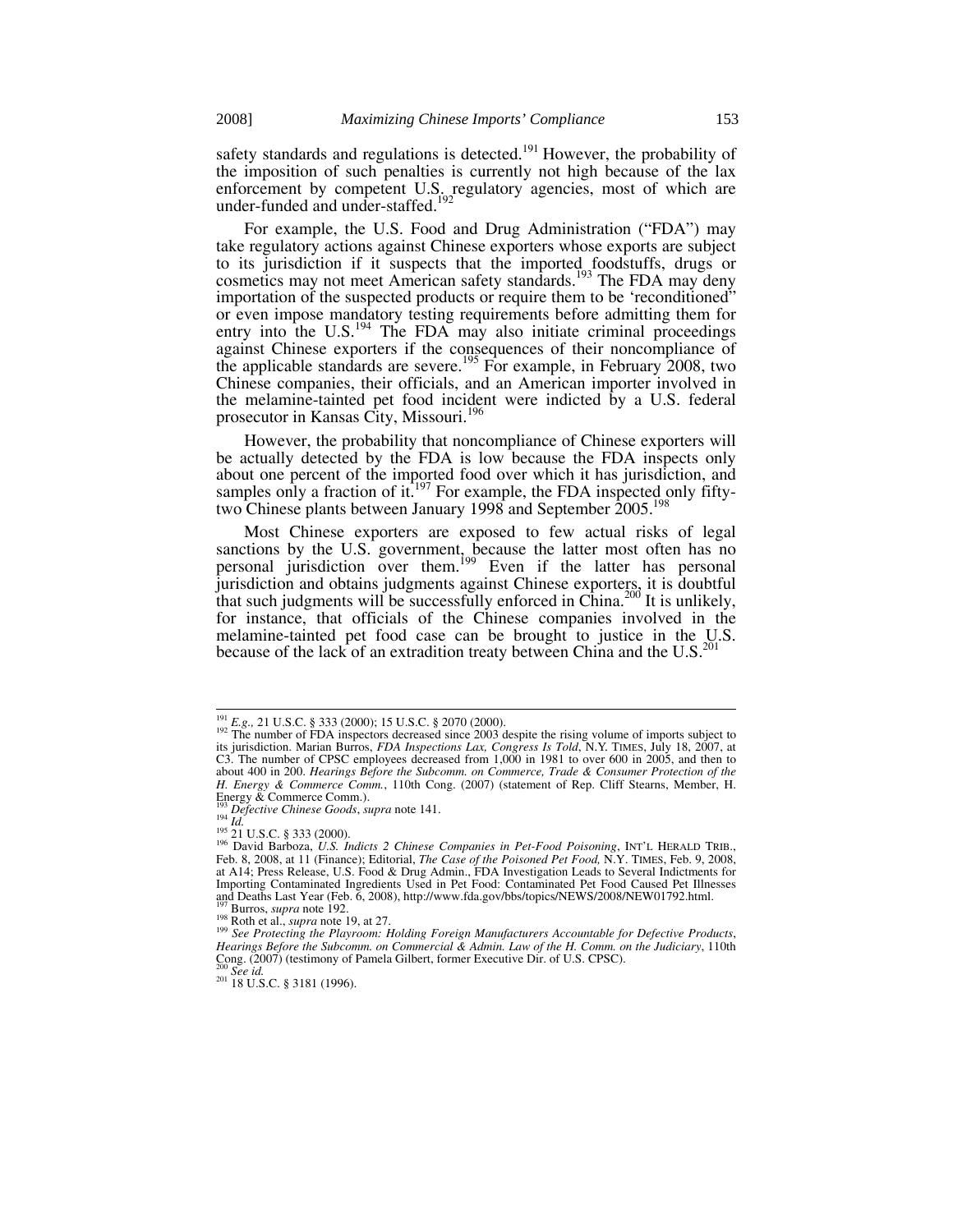safety standards and regulations is detected.[191] However, the probability of the imposition of such penalties is currently not high because of the lax enforcement by competent U.S. regulatory agencies, most of which are under-funded and under-staffed.[192]

For example, the U.S. Food and Drug Administration ("FDA") may take regulatory actions against Chinese exporters whose exports are subject to its jurisdiction if it suspects that the imported foodstuffs, drugs or cosmetics may not meet American safety standards.[193] The FDA may deny importation of the suspected products or require them to be 'reconditioned" or even impose mandatory testing requirements before admitting them for entry into the U.S.[194] The FDA may also initiate criminal proceedings against Chinese exporters if the consequences of their noncompliance of the applicable standards are severe.[195] For example, in February 2008, two Chinese companies, their officials, and an American importer involved in the melamine-tainted pet food incident were indicted by a U.S. federal prosecutor in Kansas City, Missouri.[196]

However, the probability that noncompliance of Chinese exporters will be actually detected by the FDA is low because the FDA inspects only about one percent of the imported food over which it has jurisdiction, and samples only a fraction of it.[197] For example, the FDA inspected only fifty-two Chinese plants between January 1998 and September 2005.[198]

Most Chinese exporters are exposed to few actual risks of legal sanctions by the U.S. government, because the latter most often has no personal jurisdiction over them.[199] Even if the latter has personal jurisdiction and obtains judgments against Chinese exporters, it is doubtful that such judgments will be successfully enforced in China.[200] It is unlikely, for instance, that officials of the Chinese companies involved in the melamine-tainted pet food case can be brought to justice in the U.S. because of the lack of an extradition treaty between China and the U.S.[201]

---

[191] *E.g.*, 21 U.S.C. § 333 (2000); 15 U.S.C. § 2070 (2000).

[192] The number of FDA inspectors decreased since 2003 despite the rising volume of imports subject to its jurisdiction. Marian Burros, *FDA Inspections Lax, Congress Is Told*, N.Y. TIMES, July 18, 2007, at C3. The number of CPSC employees decreased from 1,000 in 1981 to over 600 in 2005, and then to about 400 in 200. *Hearings Before the Subcomm. on Commerce, Trade & Consumer Protection of the H. Energy & Commerce Comm.*, 110th Cong. (2007) (statement of Rep. Cliff Stearns, Member, H. Energy & Commerce Comm.).

[193] *Defective Chinese Goods*, *supra* note 141.

[194] *Id.*

[195] 21 U.S.C. § 333 (2000).

[196] David Barboza, *U.S. Indicts 2 Chinese Companies in Pet-Food Poisoning*, INT'L HERALD TRIB., Feb. 8, 2008, at 11 (Finance); Editorial, *The Case of the Poisoned Pet Food,* N.Y. TIMES, Feb. 9, 2008, at A14; Press Release, U.S. Food & Drug Admin., FDA Investigation Leads to Several Indictments for Importing Contaminated Ingredients Used in Pet Food: Contaminated Pet Food Caused Pet Illnesses and Deaths Last Year (Feb. 6, 2008), http://www.fda.gov/bbs/topics/NEWS/2008/NEW01792.html.

[197] Burros, *supra* note 192.

[198] Roth et al., *supra* note 19, at 27.

[199] *See Protecting the Playroom: Holding Foreign Manufacturers Accountable for Defective Products*, *Hearings Before the Subcomm. on Commercial & Admin. Law of the H. Comm. on the Judiciary*, 110th Cong. (2007) (testimony of Pamela Gilbert, former Executive Dir. of U.S. CPSC).

[200] *See id.*

[201] 18 U.S.C. § 3181 (1996).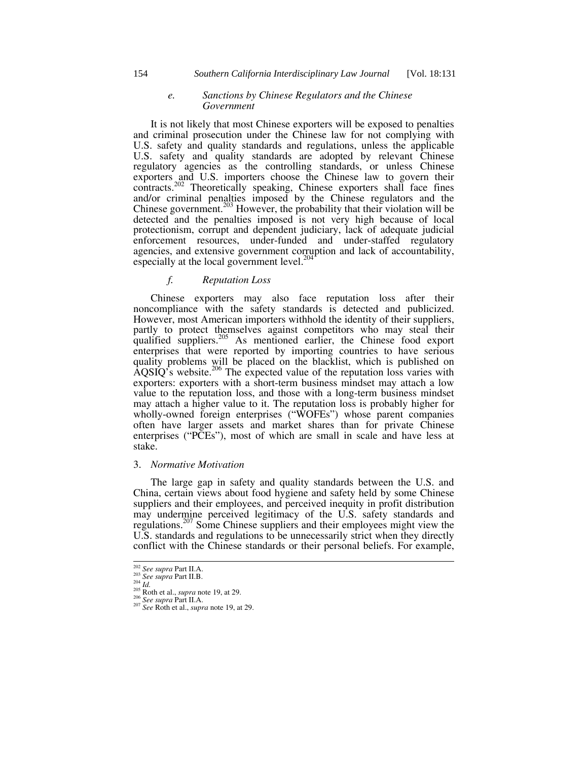#### *e. Sanctions by Chinese Regulators and the Chinese Government*

It is not likely that most Chinese exporters will be exposed to penalties and criminal prosecution under the Chinese law for not complying with U.S. safety and quality standards and regulations, unless the applicable U.S. safety and quality standards are adopted by relevant Chinese regulatory agencies as the controlling standards, or unless Chinese exporters and U.S. importers choose the Chinese law to govern their contracts.[202] Theoretically speaking, Chinese exporters shall face fines and/or criminal penalties imposed by the Chinese regulators and the Chinese government.[203] However, the probability that their violation will be detected and the penalties imposed is not very high because of local protectionism, corrupt and dependent judiciary, lack of adequate judicial enforcement resources, under-funded and under-staffed regulatory agencies, and extensive government corruption and lack of accountability, especially at the local government level.[204]

#### *f. Reputation Loss*

Chinese exporters may also face reputation loss after their noncompliance with the safety standards is detected and publicized. However, most American importers withhold the identity of their suppliers, partly to protect themselves against competitors who may steal their qualified suppliers.[205] As mentioned earlier, the Chinese food export enterprises that were reported by importing countries to have serious quality problems will be placed on the blacklist, which is published on AQSIQ's website.[206] The expected value of the reputation loss varies with exporters: exporters with a short-term business mindset may attach a low value to the reputation loss, and those with a long-term business mindset may attach a higher value to it. The reputation loss is probably higher for wholly-owned foreign enterprises ("WOFEs") whose parent companies often have larger assets and market shares than for private Chinese enterprises ("PCEs"), most of which are small in scale and have less at stake.

### 3. *Normative Motivation*

The large gap in safety and quality standards between the U.S. and China, certain views about food hygiene and safety held by some Chinese suppliers and their employees, and perceived inequity in profit distribution may undermine perceived legitimacy of the U.S. safety standards and regulations.[207] Some Chinese suppliers and their employees might view the U.S. standards and regulations to be unnecessarily strict when they directly conflict with the Chinese standards or their personal beliefs. For example,

---

[202] *See supra* Part II.A.
[203] *See supra* Part II.B.
[204] *Id.*
[205] Roth et al., *supra* note 19, at 29.
[206] *See supra* Part II.A.
[207] *See* Roth et al., *supra* note 19, at 29.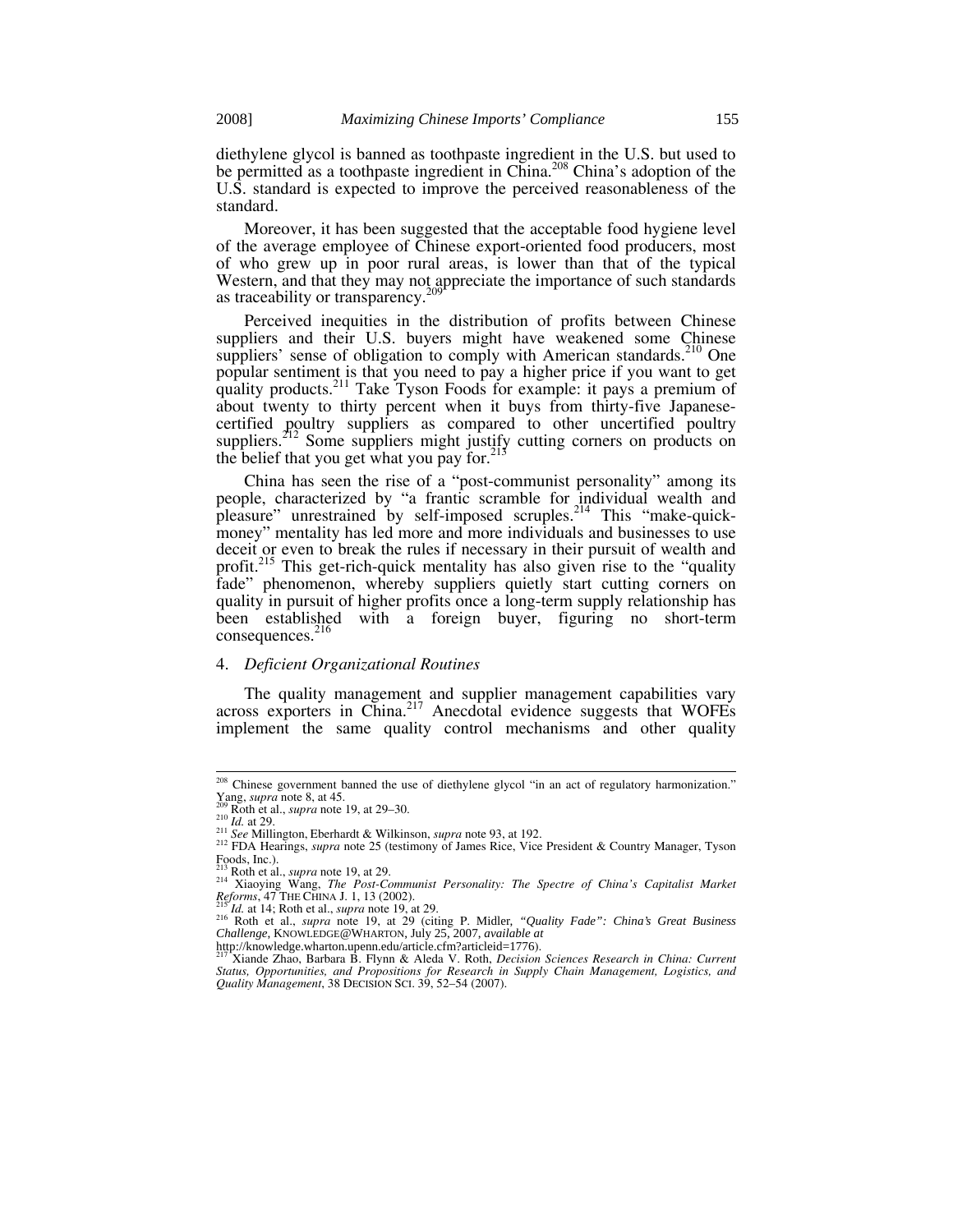diethylene glycol is banned as toothpaste ingredient in the U.S. but used to be permitted as a toothpaste ingredient in China.[208] China's adoption of the U.S. standard is expected to improve the perceived reasonableness of the standard.

Moreover, it has been suggested that the acceptable food hygiene level of the average employee of Chinese export-oriented food producers, most of who grew up in poor rural areas, is lower than that of the typical Western, and that they may not appreciate the importance of such standards as traceability or transparency.[209]

Perceived inequities in the distribution of profits between Chinese suppliers and their U.S. buyers might have weakened some Chinese suppliers' sense of obligation to comply with American standards.[210] One popular sentiment is that you need to pay a higher price if you want to get quality products.[211] Take Tyson Foods for example: it pays a premium of about twenty to thirty percent when it buys from thirty-five Japanese-certified poultry suppliers as compared to other uncertified poultry suppliers.[212] Some suppliers might justify cutting corners on products on the belief that you get what you pay for.[213]

China has seen the rise of a "post-communist personality" among its people, characterized by "a frantic scramble for individual wealth and pleasure" unrestrained by self-imposed scruples.[214] This "make-quick-money" mentality has led more and more individuals and businesses to use deceit or even to break the rules if necessary in their pursuit of wealth and profit.[215] This get-rich-quick mentality has also given rise to the "quality fade" phenomenon, whereby suppliers quietly start cutting corners on quality in pursuit of higher profits once a long-term supply relationship has been established with a foreign buyer, figuring no short-term consequences.[216]

#### 4. *Deficient Organizational Routines*

The quality management and supplier management capabilities vary across exporters in China.[217] Anecdotal evidence suggests that WOFEs implement the same quality control mechanisms and other quality

---

[208] Chinese government banned the use of diethylene glycol "in an act of regulatory harmonization." Yang, *supra* note 8, at 45.

[209] Roth et al., *supra* note 19, at 29–30.

[210] *Id.* at 29.

[211] *See* Millington, Eberhardt & Wilkinson, *supra* note 93, at 192.

[212] FDA Hearings, *supra* note 25 (testimony of James Rice, Vice President & Country Manager, Tyson Foods, Inc.).

[213] Roth et al., *supra* note 19, at 29.

[214] Xiaoying Wang, *The Post-Communist Personality: The Spectre of China's Capitalist Market Reforms*, 47 THE CHINA J. 1, 13 (2002).

[215] *Id.* at 14; Roth et al., *supra* note 19, at 29.

[216] Roth et al., *supra* note 19, at 29 (citing P. Midler, *"Quality Fade": China's Great Business Challenge*, KNOWLEDGE@WHARTON, July 25, 2007, *available at* http://knowledge.wharton.upenn.edu/article.cfm?articleid=1776).

[217] Xiande Zhao, Barbara B. Flynn & Aleda V. Roth, *Decision Sciences Research in China: Current Status, Opportunities, and Propositions for Research in Supply Chain Management, Logistics, and Quality Management*, 38 DECISION SCI. 39, 52–54 (2007).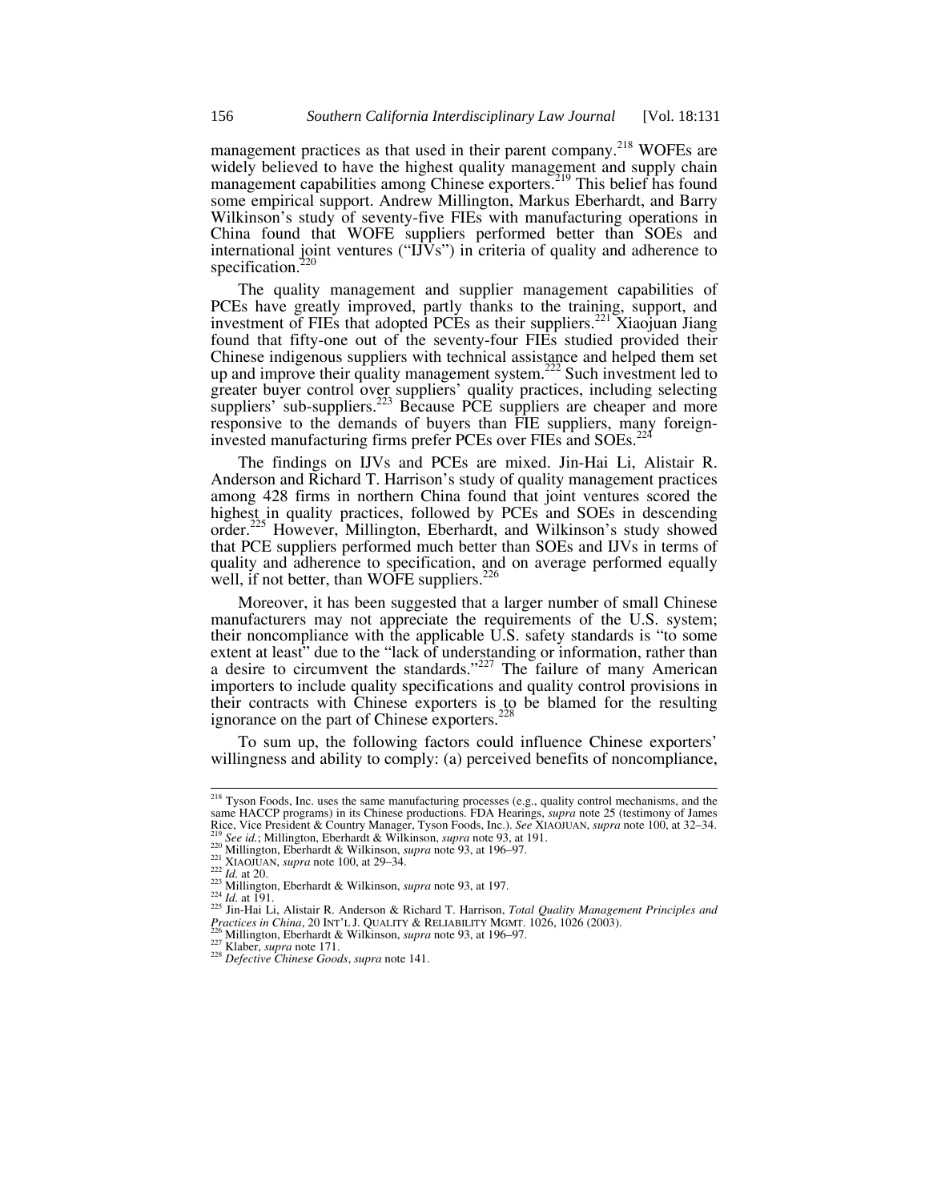management practices as that used in their parent company.[218] WOFEs are widely believed to have the highest quality management and supply chain management capabilities among Chinese exporters.[219] This belief has found some empirical support. Andrew Millington, Markus Eberhardt, and Barry Wilkinson's study of seventy-five FIEs with manufacturing operations in China found that WOFE suppliers performed better than SOEs and international joint ventures ("IJVs") in criteria of quality and adherence to specification.[220]

The quality management and supplier management capabilities of PCEs have greatly improved, partly thanks to the training, support, and investment of FIEs that adopted PCEs as their suppliers.[221] Xiaojuan Jiang found that fifty-one out of the seventy-four FIEs studied provided their Chinese indigenous suppliers with technical assistance and helped them set up and improve their quality management system.[222] Such investment led to greater buyer control over suppliers' quality practices, including selecting suppliers' sub-suppliers.[223] Because PCE suppliers are cheaper and more responsive to the demands of buyers than FIE suppliers, many foreign-invested manufacturing firms prefer PCEs over FIEs and SOEs.[224]

The findings on IJVs and PCEs are mixed. Jin-Hai Li, Alistair R. Anderson and Richard T. Harrison's study of quality management practices among 428 firms in northern China found that joint ventures scored the highest in quality practices, followed by PCEs and SOEs in descending order.[225] However, Millington, Eberhardt, and Wilkinson's study showed that PCE suppliers performed much better than SOEs and IJVs in terms of quality and adherence to specification, and on average performed equally well, if not better, than WOFE suppliers.[226]

Moreover, it has been suggested that a larger number of small Chinese manufacturers may not appreciate the requirements of the U.S. system; their noncompliance with the applicable U.S. safety standards is "to some extent at least" due to the "lack of understanding or information, rather than a desire to circumvent the standards."[227] The failure of many American importers to include quality specifications and quality control provisions in their contracts with Chinese exporters is to be blamed for the resulting ignorance on the part of Chinese exporters.[228]

To sum up, the following factors could influence Chinese exporters' willingness and ability to comply: (a) perceived benefits of noncompliance,

---

[218] Tyson Foods, Inc. uses the same manufacturing processes (e.g., quality control mechanisms, and the same HACCP programs) in its Chinese productions. FDA Hearings, *supra* note 25 (testimony of James Rice, Vice President & Country Manager, Tyson Foods, Inc.). *See* XIAOJUAN, *supra* note 100, at 32–34.

[219] *See id.*; Millington, Eberhardt & Wilkinson, *supra* note 93, at 191.

[220] Millington, Eberhardt & Wilkinson, *supra* note 93, at 196–97.

[221] XIAOJUAN, *supra* note 100, at 29–34.

[222] *Id.* at 20.

[223] Millington, Eberhardt & Wilkinson, *supra* note 93, at 197.

[224] *Id.* at 191.

[225] Jin-Hai Li, Alistair R. Anderson & Richard T. Harrison, *Total Quality Management Principles and Practices in China*, 20 INT'L J. QUALITY & RELIABILITY MGMT. 1026, 1026 (2003).

[226] Millington, Eberhardt & Wilkinson, *supra* note 93, at 196–97.

[227] Klaber, *supra* note 171.

[228] *Defective Chinese Goods*, *supra* note 141.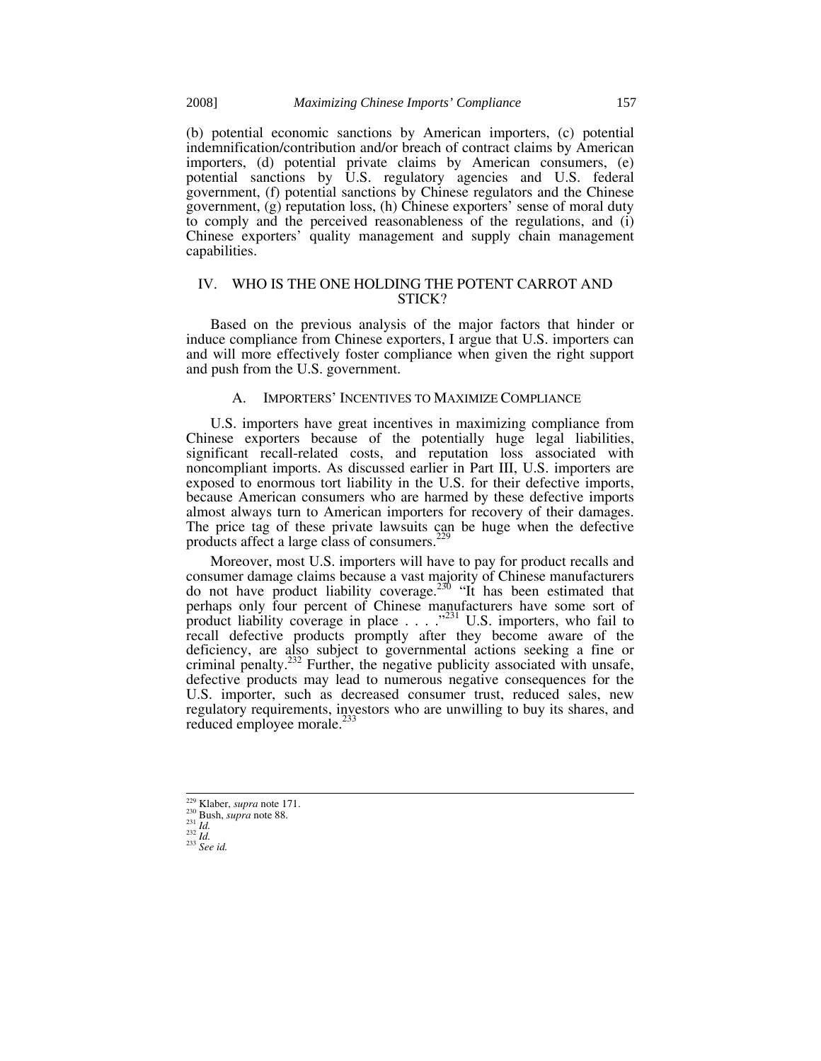(b) potential economic sanctions by American importers, (c) potential indemnification/contribution and/or breach of contract claims by American importers, (d) potential private claims by American consumers, (e) potential sanctions by U.S. regulatory agencies and U.S. federal government, (f) potential sanctions by Chinese regulators and the Chinese government, (g) reputation loss, (h) Chinese exporters' sense of moral duty to comply and the perceived reasonableness of the regulations, and (i) Chinese exporters' quality management and supply chain management capabilities.

## IV. WHO IS THE ONE HOLDING THE POTENT CARROT AND STICK?

Based on the previous analysis of the major factors that hinder or induce compliance from Chinese exporters, I argue that U.S. importers can and will more effectively foster compliance when given the right support and push from the U.S. government.

### A. IMPORTERS' INCENTIVES TO MAXIMIZE COMPLIANCE

U.S. importers have great incentives in maximizing compliance from Chinese exporters because of the potentially huge legal liabilities, significant recall-related costs, and reputation loss associated with noncompliant imports. As discussed earlier in Part III, U.S. importers are exposed to enormous tort liability in the U.S. for their defective imports, because American consumers who are harmed by these defective imports almost always turn to American importers for recovery of their damages. The price tag of these private lawsuits can be huge when the defective products affect a large class of consumers.[229]

Moreover, most U.S. importers will have to pay for product recalls and consumer damage claims because a vast majority of Chinese manufacturers do not have product liability coverage.[230] "It has been estimated that perhaps only four percent of Chinese manufacturers have some sort of product liability coverage in place . . . ."[231] U.S. importers, who fail to recall defective products promptly after they become aware of the deficiency, are also subject to governmental actions seeking a fine or criminal penalty.[232] Further, the negative publicity associated with unsafe, defective products may lead to numerous negative consequences for the U.S. importer, such as decreased consumer trust, reduced sales, new regulatory requirements, investors who are unwilling to buy its shares, and reduced employee morale.[233]

---

[229] Klaber, *supra* note 171.
[230] Bush, *supra* note 88.
[231] *Id.*
[232] *Id.*
[233] *See id.*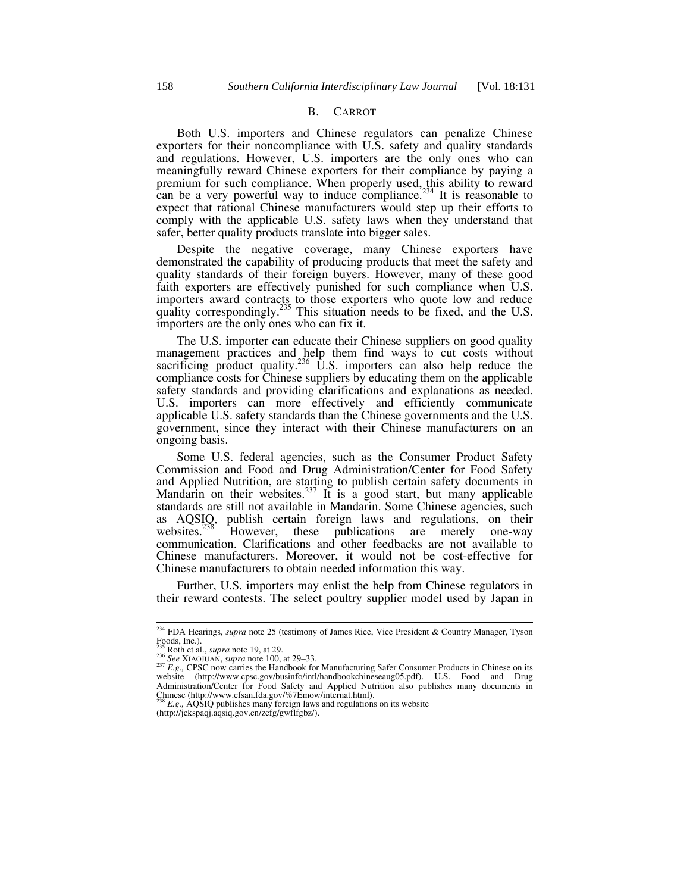## B. CARROT

Both U.S. importers and Chinese regulators can penalize Chinese exporters for their noncompliance with U.S. safety and quality standards and regulations. However, U.S. importers are the only ones who can meaningfully reward Chinese exporters for their compliance by paying a premium for such compliance. When properly used, this ability to reward can be a very powerful way to induce compliance.[234] It is reasonable to expect that rational Chinese manufacturers would step up their efforts to comply with the applicable U.S. safety laws when they understand that safer, better quality products translate into bigger sales.

Despite the negative coverage, many Chinese exporters have demonstrated the capability of producing products that meet the safety and quality standards of their foreign buyers. However, many of these good faith exporters are effectively punished for such compliance when U.S. importers award contracts to those exporters who quote low and reduce quality correspondingly.[235] This situation needs to be fixed, and the U.S. importers are the only ones who can fix it.

The U.S. importer can educate their Chinese suppliers on good quality management practices and help them find ways to cut costs without sacrificing product quality.[236] U.S. importers can also help reduce the compliance costs for Chinese suppliers by educating them on the applicable safety standards and providing clarifications and explanations as needed. U.S. importers can more effectively and efficiently communicate applicable U.S. safety standards than the Chinese governments and the U.S. government, since they interact with their Chinese manufacturers on an ongoing basis.

Some U.S. federal agencies, such as the Consumer Product Safety Commission and Food and Drug Administration/Center for Food Safety and Applied Nutrition, are starting to publish certain safety documents in Mandarin on their websites.[237] It is a good start, but many applicable standards are still not available in Mandarin. Some Chinese agencies, such as AQSIQ, publish certain foreign laws and regulations, on their websites.[238] However, these publications are merely one-way communication. Clarifications and other feedbacks are not available to Chinese manufacturers. Moreover, it would not be cost-effective for Chinese manufacturers to obtain needed information this way.

Further, U.S. importers may enlist the help from Chinese regulators in their reward contests. The select poultry supplier model used by Japan in

---

[234] FDA Hearings, *supra* note 25 (testimony of James Rice, Vice President & Country Manager, Tyson Foods, Inc.).

[235] Roth et al., *supra* note 19, at 29.

[236] *See* XIAOJUAN, *supra* note 100, at 29–33.

[237] *E.g.,* CPSC now carries the Handbook for Manufacturing Safer Consumer Products in Chinese on its website (http://www.cpsc.gov/businfo/intl/handbookchineseaug05.pdf). U.S. Food and Drug Administration/Center for Food Safety and Applied Nutrition also publishes many documents in Chinese (http://www.cfsan.fda.gov/%7Emow/internat.html).

[238] *E.g.,* AQSIQ publishes many foreign laws and regulations on its website (http://jckspaqj.aqsiq.gov.cn/zcfg/gwflfgbz/).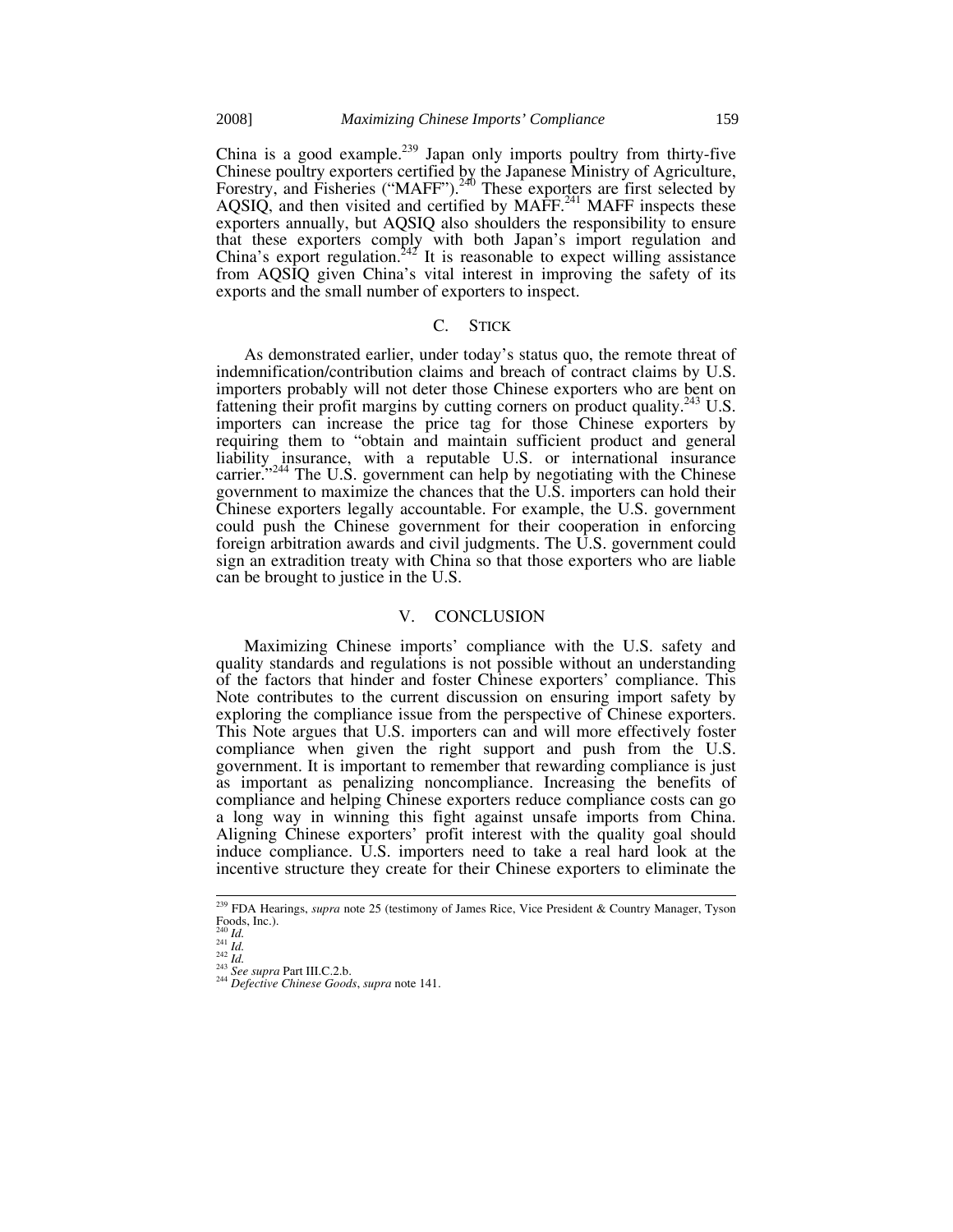China is a good example.[239] Japan only imports poultry from thirty-five Chinese poultry exporters certified by the Japanese Ministry of Agriculture, Forestry, and Fisheries ("MAFF").[240] These exporters are first selected by AQSIQ, and then visited and certified by MAFF.[241] MAFF inspects these exporters annually, but AQSIQ also shoulders the responsibility to ensure that these exporters comply with both Japan's import regulation and China's export regulation.[242] It is reasonable to expect willing assistance from AQSIQ given China's vital interest in improving the safety of its exports and the small number of exporters to inspect.

### C. Stick

As demonstrated earlier, under today's status quo, the remote threat of indemnification/contribution claims and breach of contract claims by U.S. importers probably will not deter those Chinese exporters who are bent on fattening their profit margins by cutting corners on product quality.[243] U.S. importers can increase the price tag for those Chinese exporters by requiring them to "obtain and maintain sufficient product and general liability insurance, with a reputable U.S. or international insurance carrier."[244] The U.S. government can help by negotiating with the Chinese government to maximize the chances that the U.S. importers can hold their Chinese exporters legally accountable. For example, the U.S. government could push the Chinese government for their cooperation in enforcing foreign arbitration awards and civil judgments. The U.S. government could sign an extradition treaty with China so that those exporters who are liable can be brought to justice in the U.S.

## V. Conclusion

Maximizing Chinese imports' compliance with the U.S. safety and quality standards and regulations is not possible without an understanding of the factors that hinder and foster Chinese exporters' compliance. This Note contributes to the current discussion on ensuring import safety by exploring the compliance issue from the perspective of Chinese exporters. This Note argues that U.S. importers can and will more effectively foster compliance when given the right support and push from the U.S. government. It is important to remember that rewarding compliance is just as important as penalizing noncompliance. Increasing the benefits of compliance and helping Chinese exporters reduce compliance costs can go a long way in winning this fight against unsafe imports from China. Aligning Chinese exporters' profit interest with the quality goal should induce compliance. U.S. importers need to take a real hard look at the incentive structure they create for their Chinese exporters to eliminate the

---

[239] FDA Hearings, *supra* note 25 (testimony of James Rice, Vice President & Country Manager, Tyson Foods, Inc.).

[240] *Id.*

[241] *Id.*

[242] *Id.*

[243] *See supra* Part III.C.2.b.

[244] *Defective Chinese Goods*, *supra* note 141.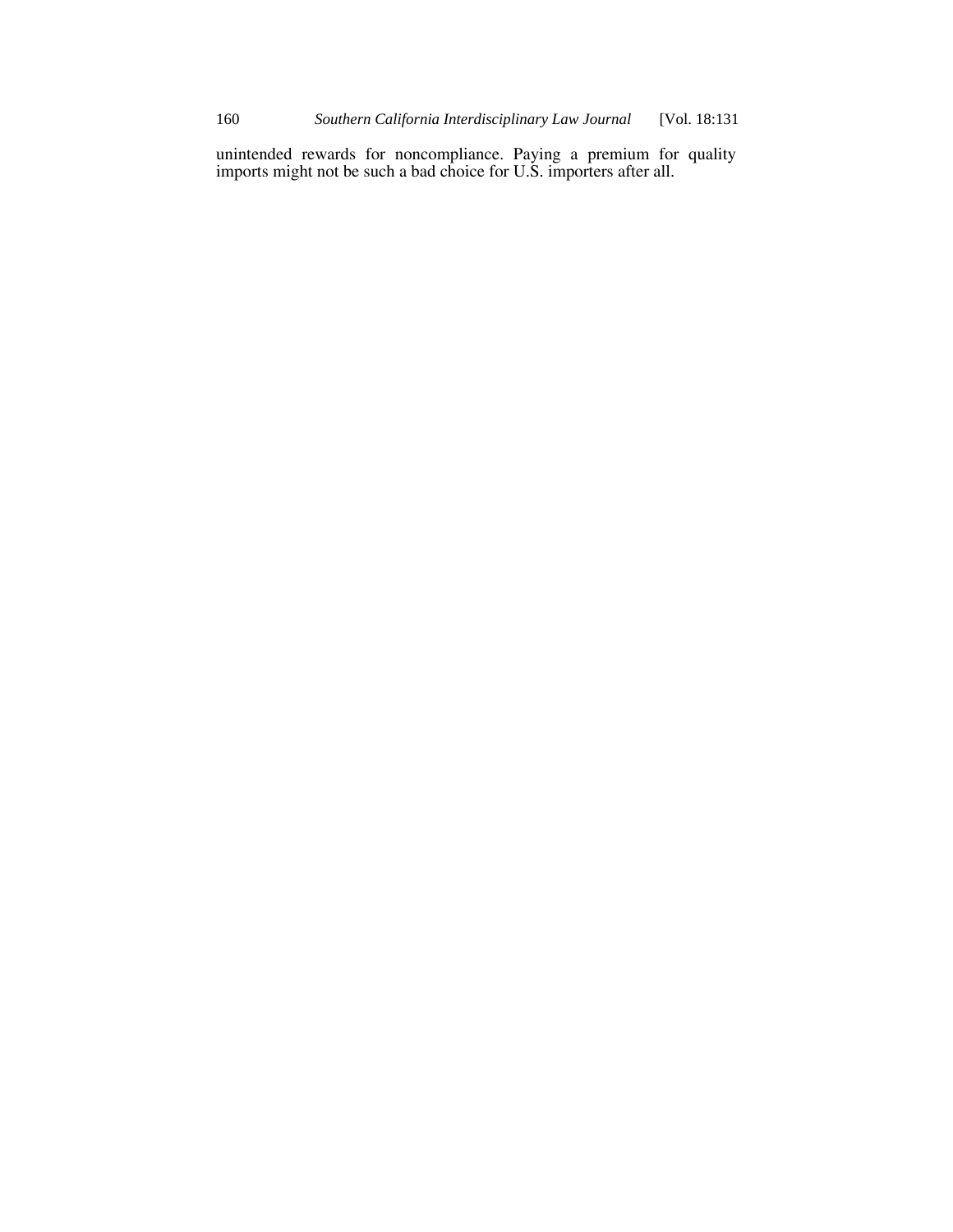unintended rewards for noncompliance. Paying a premium for quality imports might not be such a bad choice for U.S. importers after all.